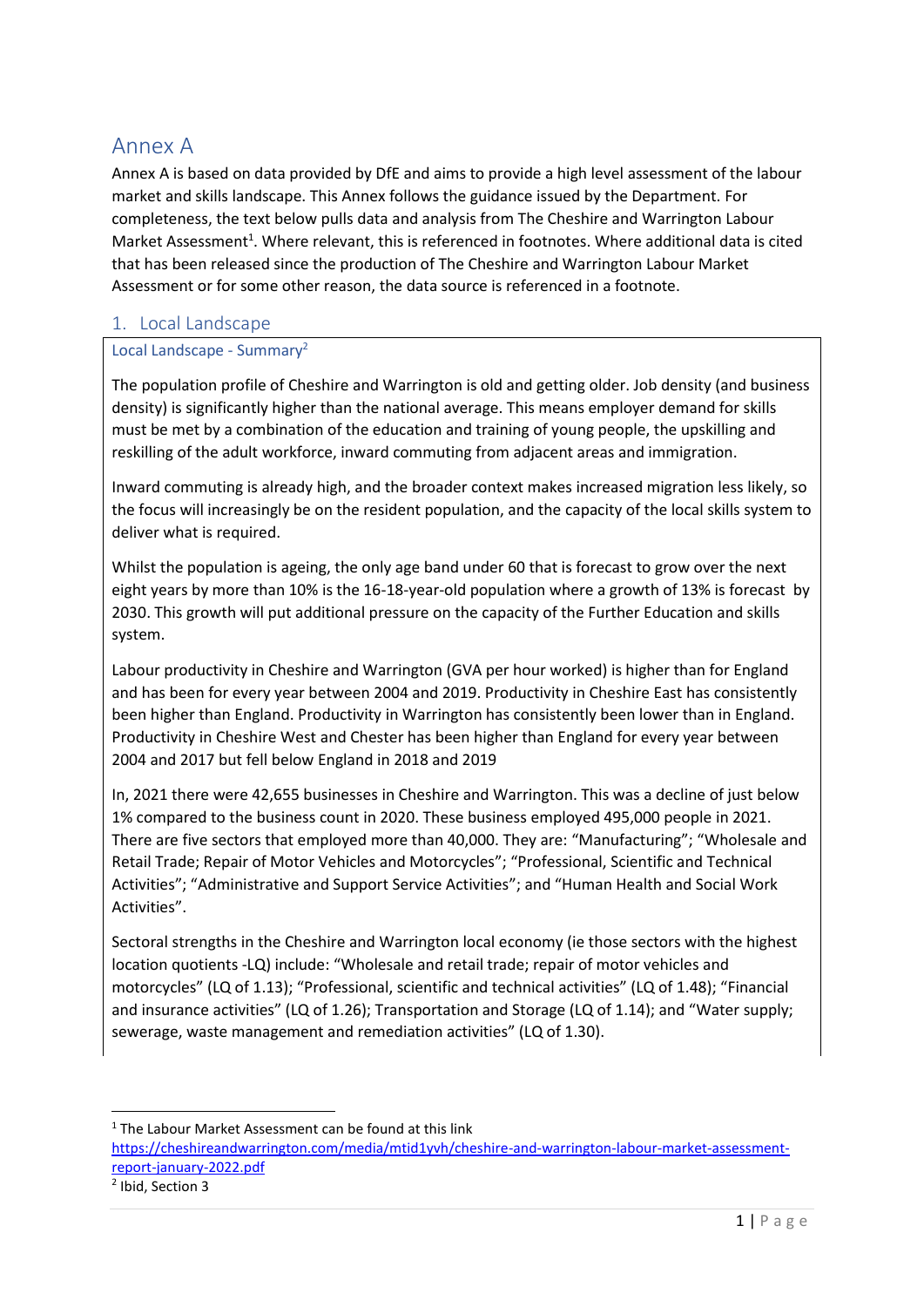# Annex A

Annex A is based on data provided by DfE and aims to provide a high level assessment of the labour market and skills landscape. This Annex follows the guidance issued by the Department. For completeness, the text below pulls data and analysis from The Cheshire and Warrington Labour Market Assessment[1]. Where relevant, this is referenced in footnotes. Where additional data is cited that has been released since the production of The Cheshire and Warrington Labour Market Assessment or for some other reason, the data source is referenced in a footnote.

## 1. Local Landscape

### Local Landscape - Summary[2]

The population profile of Cheshire and Warrington is old and getting older. Job density (and business density) is significantly higher than the national average. This means employer demand for skills must be met by a combination of the education and training of young people, the upskilling and reskilling of the adult workforce, inward commuting from adjacent areas and immigration.

Inward commuting is already high, and the broader context makes increased migration less likely, so the focus will increasingly be on the resident population, and the capacity of the local skills system to deliver what is required.

Whilst the population is ageing, the only age band under 60 that is forecast to grow over the next eight years by more than 10% is the 16-18-year-old population where a growth of 13% is forecast by 2030. This growth will put additional pressure on the capacity of the Further Education and skills system.

Labour productivity in Cheshire and Warrington (GVA per hour worked) is higher than for England and has been for every year between 2004 and 2019. Productivity in Cheshire East has consistently been higher than England. Productivity in Warrington has consistently been lower than in England. Productivity in Cheshire West and Chester has been higher than England for every year between 2004 and 2017 but fell below England in 2018 and 2019

In, 2021 there were 42,655 businesses in Cheshire and Warrington. This was a decline of just below 1% compared to the business count in 2020. These business employed 495,000 people in 2021. There are five sectors that employed more than 40,000. They are: "Manufacturing"; "Wholesale and Retail Trade; Repair of Motor Vehicles and Motorcycles"; "Professional, Scientific and Technical Activities"; "Administrative and Support Service Activities"; and "Human Health and Social Work Activities".

Sectoral strengths in the Cheshire and Warrington local economy (ie those sectors with the highest location quotients -LQ) include: "Wholesale and retail trade; repair of motor vehicles and motorcycles" (LQ of 1.13); "Professional, scientific and technical activities" (LQ of 1.48); "Financial and insurance activities" (LQ of 1.26); Transportation and Storage (LQ of 1.14); and "Water supply; sewerage, waste management and remediation activities" (LQ of 1.30).

---

[1] The Labour Market Assessment can be found at this link https://cheshireandwarrington.com/media/mtid1yvh/cheshire-and-warrington-labour-market-assessment-report-january-2022.pdf

[2] Ibid, Section 3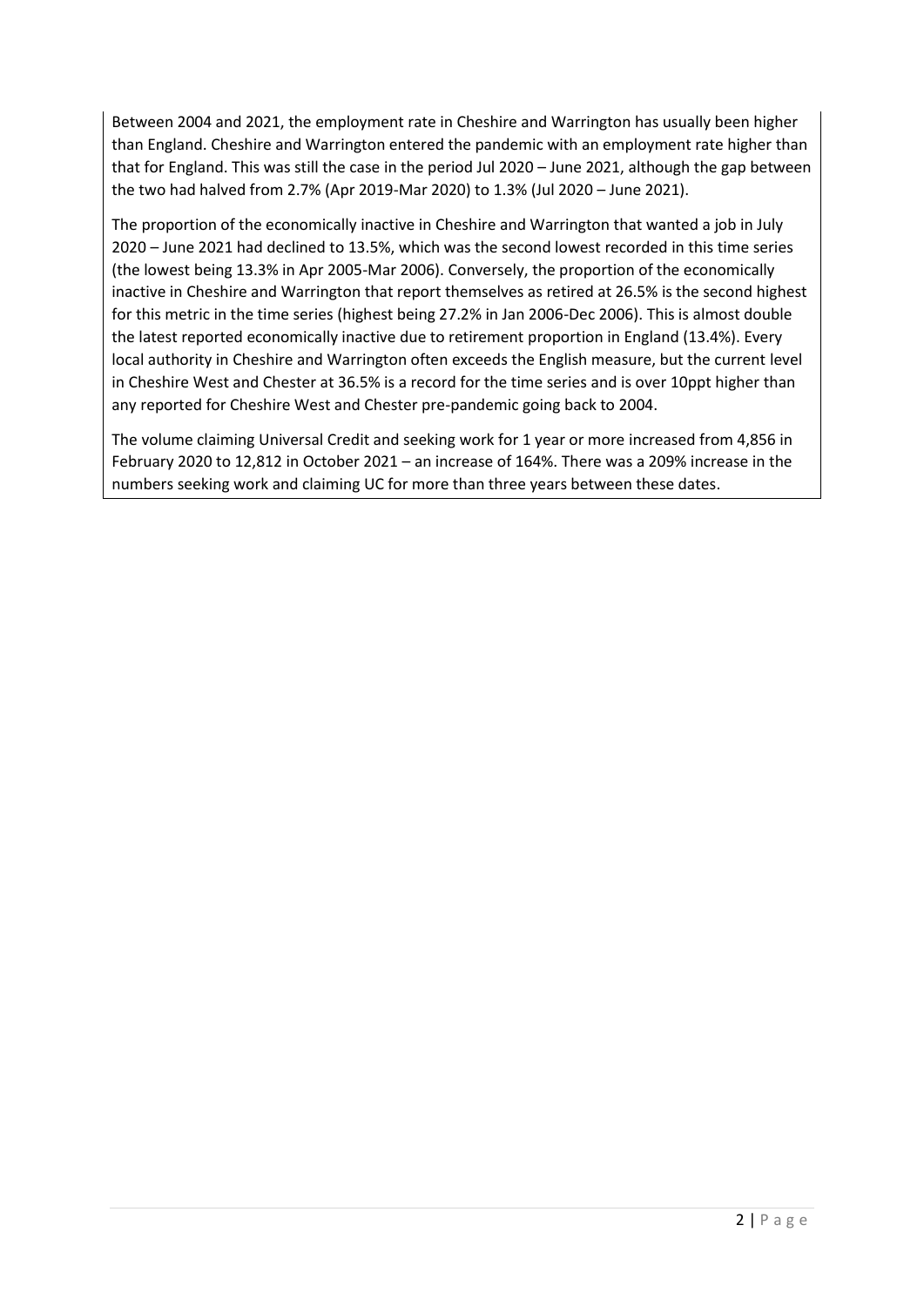Between 2004 and 2021, the employment rate in Cheshire and Warrington has usually been higher than England. Cheshire and Warrington entered the pandemic with an employment rate higher than that for England. This was still the case in the period Jul 2020 – June 2021, although the gap between the two had halved from 2.7% (Apr 2019-Mar 2020) to 1.3% (Jul 2020 – June 2021).

The proportion of the economically inactive in Cheshire and Warrington that wanted a job in July 2020 – June 2021 had declined to 13.5%, which was the second lowest recorded in this time series (the lowest being 13.3% in Apr 2005-Mar 2006). Conversely, the proportion of the economically inactive in Cheshire and Warrington that report themselves as retired at 26.5% is the second highest for this metric in the time series (highest being 27.2% in Jan 2006-Dec 2006). This is almost double the latest reported economically inactive due to retirement proportion in England (13.4%). Every local authority in Cheshire and Warrington often exceeds the English measure, but the current level in Cheshire West and Chester at 36.5% is a record for the time series and is over 10ppt higher than any reported for Cheshire West and Chester pre-pandemic going back to 2004.

The volume claiming Universal Credit and seeking work for 1 year or more increased from 4,856 in February 2020 to 12,812 in October 2021 – an increase of 164%. There was a 209% increase in the numbers seeking work and claiming UC for more than three years between these dates.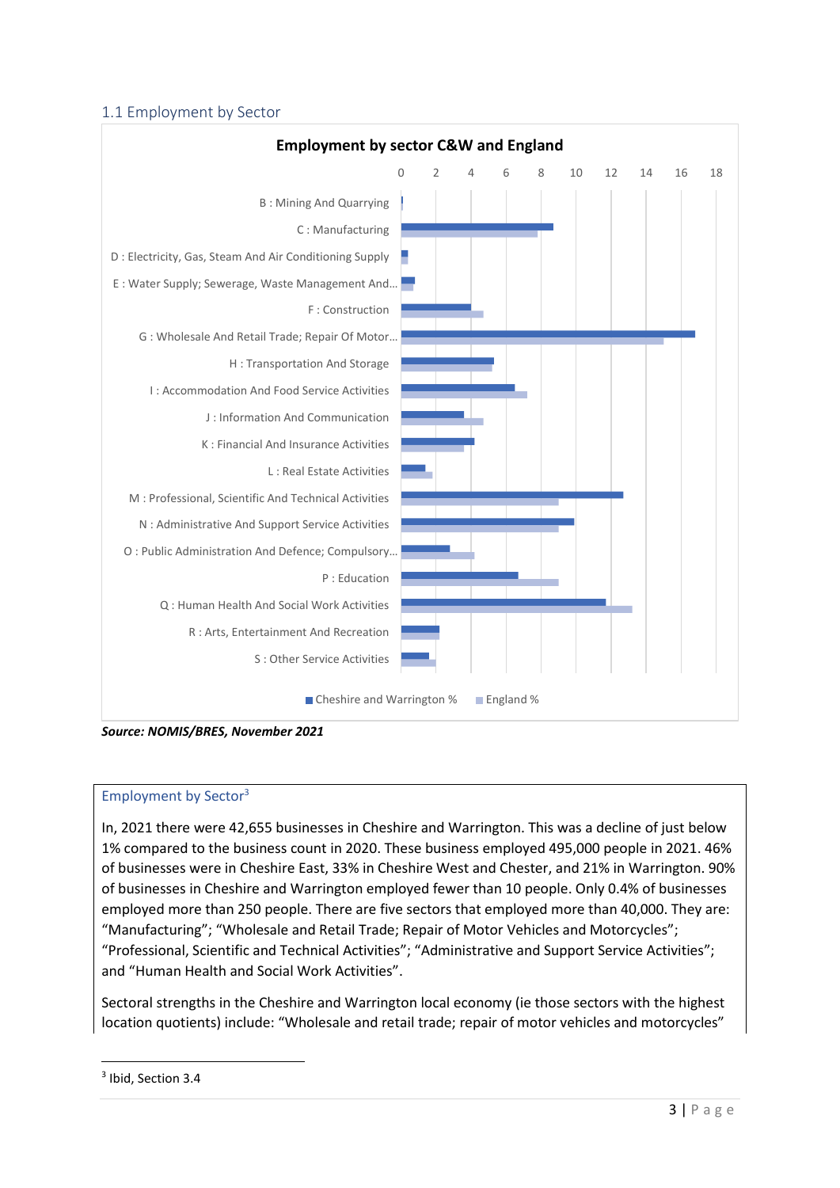## 1.1 Employment by Sector

**Employment by sector C&W and England**

| Sector | Cheshire and Warrington % | England % |
|---|---|---|
| B : Mining And Quarrying | | |
| C : Manufacturing | | |
| D : Electricity, Gas, Steam And Air Conditioning Supply | | |
| E : Water Supply; Sewerage, Waste Management And… | | |
| F : Construction | | |
| G : Wholesale And Retail Trade; Repair Of Motor… | | |
| H : Transportation And Storage | | |
| I : Accommodation And Food Service Activities | | |
| J : Information And Communication | | |
| K : Financial And Insurance Activities | | |
| L : Real Estate Activities | | |
| M : Professional, Scientific And Technical Activities | | |
| N : Administrative And Support Service Activities | | |
| O : Public Administration And Defence; Compulsory… | | |
| P : Education | | |
| Q : Human Health And Social Work Activities | | |
| R : Arts, Entertainment And Recreation | | |
| S : Other Service Activities | | |

***Source: NOMIS/BRES, November 2021***

### Employment by Sector[3]

In, 2021 there were 42,655 businesses in Cheshire and Warrington. This was a decline of just below 1% compared to the business count in 2020. These business employed 495,000 people in 2021. 46% of businesses were in Cheshire East, 33% in Cheshire West and Chester, and 21% in Warrington. 90% of businesses in Cheshire and Warrington employed fewer than 10 people. Only 0.4% of businesses employed more than 250 people. There are five sectors that employed more than 40,000. They are: "Manufacturing"; "Wholesale and Retail Trade; Repair of Motor Vehicles and Motorcycles"; "Professional, Scientific and Technical Activities"; "Administrative and Support Service Activities"; and "Human Health and Social Work Activities".

Sectoral strengths in the Cheshire and Warrington local economy (ie those sectors with the highest location quotients) include: "Wholesale and retail trade; repair of motor vehicles and motorcycles"

[3] Ibid, Section 3.4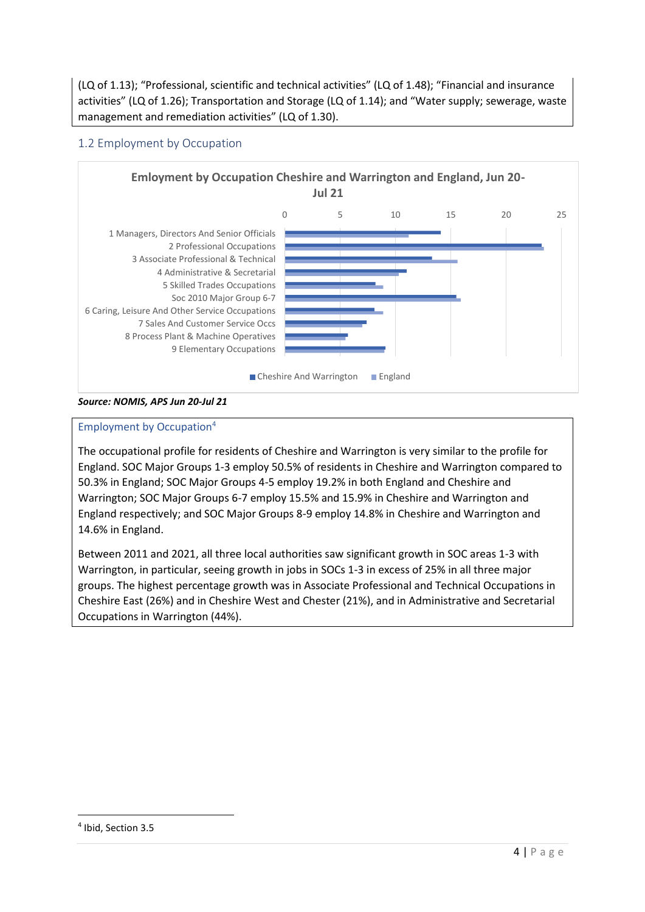(LQ of 1.13); “Professional, scientific and technical activities” (LQ of 1.48); “Financial and insurance activities” (LQ of 1.26); Transportation and Storage (LQ of 1.14); and “Water supply; sewerage, waste management and remediation activities” (LQ of 1.30).

## 1.2 Employment by Occupation

**Emloyment by Occupation Cheshire and Warrington and England, Jun 20-Jul 21**

1 Managers, Directors And Senior Officials
2 Professional Occupations
3 Associate Professional & Technical
4 Administrative & Secretarial
5 Skilled Trades Occupations
Soc 2010 Major Group 6-7
6 Caring, Leisure And Other Service Occupations
7 Sales And Customer Service Occs
8 Process Plant & Machine Operatives
9 Elementary Occupations

0 5 10 15 20 25

Cheshire And Warrington   England

***Source: NOMIS, APS Jun 20-Jul 21***

### Employment by Occupation[4]

The occupational profile for residents of Cheshire and Warrington is very similar to the profile for England. SOC Major Groups 1-3 employ 50.5% of residents in Cheshire and Warrington compared to 50.3% in England; SOC Major Groups 4-5 employ 19.2% in both England and Cheshire and Warrington; SOC Major Groups 6-7 employ 15.5% and 15.9% in Cheshire and Warrington and England respectively; and SOC Major Groups 8-9 employ 14.8% in Cheshire and Warrington and 14.6% in England.

Between 2011 and 2021, all three local authorities saw significant growth in SOC areas 1-3 with Warrington, in particular, seeing growth in jobs in SOCs 1-3 in excess of 25% in all three major groups. The highest percentage growth was in Associate Professional and Technical Occupations in Cheshire East (26%) and in Cheshire West and Chester (21%), and in Administrative and Secretarial Occupations in Warrington (44%).

[4] Ibid, Section 3.5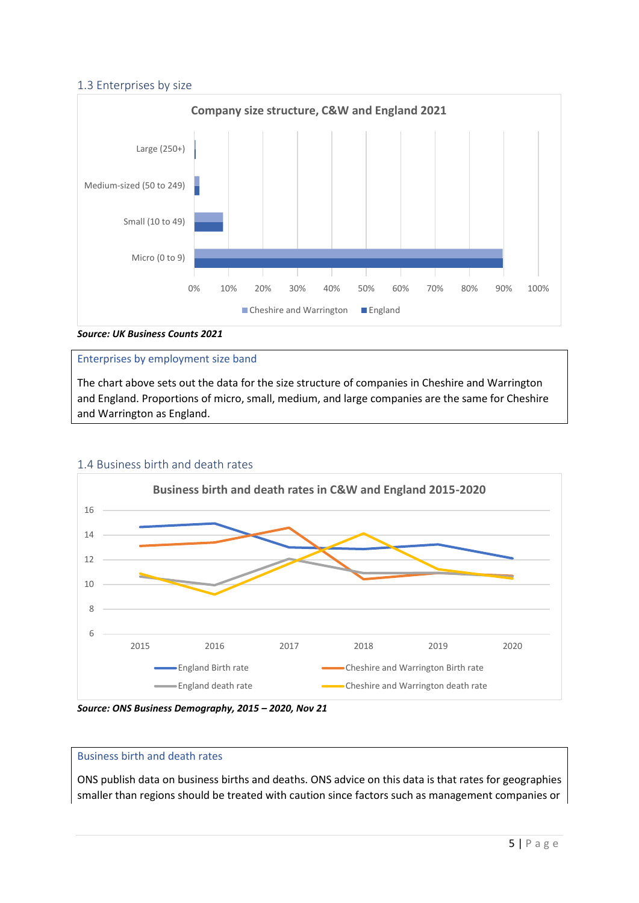## 1.3 Enterprises by size

**Company size structure, C&W and England 2021**

Large (250+)
Medium-sized (50 to 249)
Small (10 to 49)
Micro (0 to 9)

0% 10% 20% 30% 40% 50% 60% 70% 80% 90% 100%

Cheshire and Warrington | England

***Source: UK Business Counts 2021***

### Enterprises by employment size band

The chart above sets out the data for the size structure of companies in Cheshire and Warrington and England. Proportions of micro, small, medium, and large companies are the same for Cheshire and Warrington as England.

## 1.4 Business birth and death rates

**Business birth and death rates in C&W and England 2015-2020**

16
14
12
10
8
6

2015 2016 2017 2018 2019 2020

England Birth rate | Cheshire and Warrington Birth rate | England death rate | Cheshire and Warrington death rate

***Source: ONS Business Demography, 2015 – 2020, Nov 21***

### Business birth and death rates

ONS publish data on business births and deaths. ONS advice on this data is that rates for geographies smaller than regions should be treated with caution since factors such as management companies or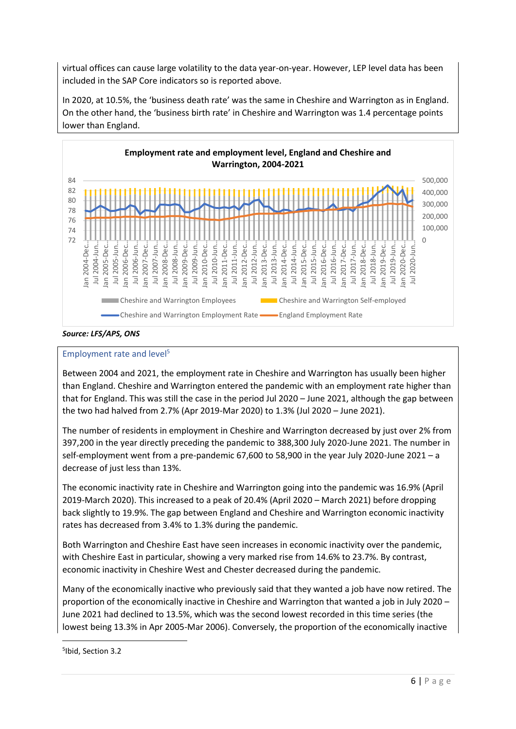virtual offices can cause large volatility to the data year-on-year. However, LEP level data has been included in the SAP Core indicators so is reported above.

In 2020, at 10.5%, the 'business death rate' was the same in Cheshire and Warrington as in England. On the other hand, the 'business birth rate' in Cheshire and Warrington was 1.4 percentage points lower than England.

**Employment rate and employment level, England and Cheshire and Warrington, 2004-2021**

***Source: LFS/APS, ONS***

## Employment rate and level[5]

Between 2004 and 2021, the employment rate in Cheshire and Warrington has usually been higher than England. Cheshire and Warrington entered the pandemic with an employment rate higher than that for England. This was still the case in the period Jul 2020 – June 2021, although the gap between the two had halved from 2.7% (Apr 2019-Mar 2020) to 1.3% (Jul 2020 – June 2021).

The number of residents in employment in Cheshire and Warrington decreased by just over 2% from 397,200 in the year directly preceding the pandemic to 388,300 July 2020-June 2021. The number in self-employment went from a pre-pandemic 67,600 to 58,900 in the year July 2020-June 2021 – a decrease of just less than 13%.

The economic inactivity rate in Cheshire and Warrington going into the pandemic was 16.9% (April 2019-March 2020). This increased to a peak of 20.4% (April 2020 – March 2021) before dropping back slightly to 19.9%. The gap between England and Cheshire and Warrington economic inactivity rates has decreased from 3.4% to 1.3% during the pandemic.

Both Warrington and Cheshire East have seen increases in economic inactivity over the pandemic, with Cheshire East in particular, showing a very marked rise from 14.6% to 23.7%. By contrast, economic inactivity in Cheshire West and Chester decreased during the pandemic.

Many of the economically inactive who previously said that they wanted a job have now retired. The proportion of the economically inactive in Cheshire and Warrington that wanted a job in July 2020 – June 2021 had declined to 13.5%, which was the second lowest recorded in this time series (the lowest being 13.3% in Apr 2005-Mar 2006). Conversely, the proportion of the economically inactive

[5] Ibid, Section 3.2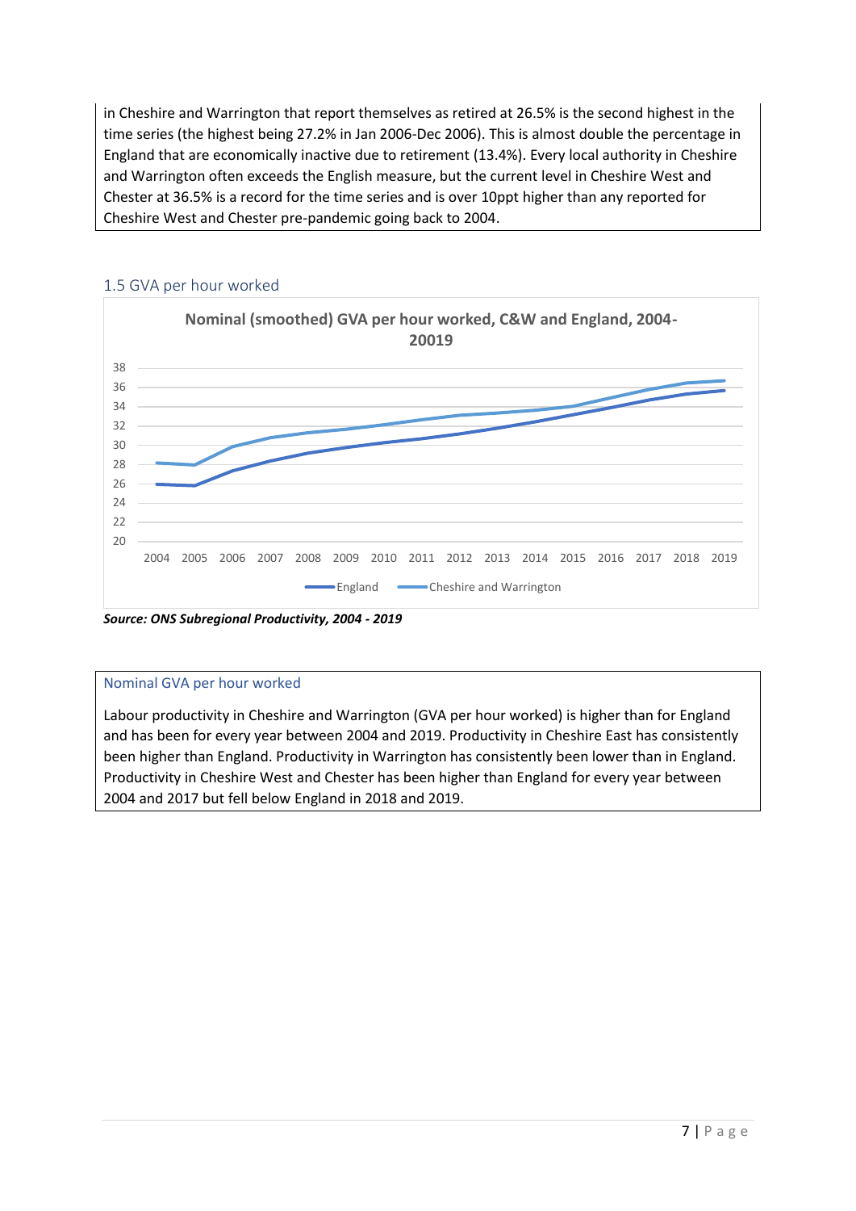in Cheshire and Warrington that report themselves as retired at 26.5% is the second highest in the time series (the highest being 27.2% in Jan 2006-Dec 2006). This is almost double the percentage in England that are economically inactive due to retirement (13.4%). Every local authority in Cheshire and Warrington often exceeds the English measure, but the current level in Cheshire West and Chester at 36.5% is a record for the time series and is over 10ppt higher than any reported for Cheshire West and Chester pre-pandemic going back to 2004.

## 1.5 GVA per hour worked

**Nominal (smoothed) GVA per hour worked, C&W and England, 2004-20019**

***Source: ONS Subregional Productivity, 2004 - 2019***

### Nominal GVA per hour worked

Labour productivity in Cheshire and Warrington (GVA per hour worked) is higher than for England and has been for every year between 2004 and 2019. Productivity in Cheshire East has consistently been higher than England. Productivity in Warrington has consistently been lower than in England. Productivity in Cheshire West and Chester has been higher than England for every year between 2004 and 2017 but fell below England in 2018 and 2019.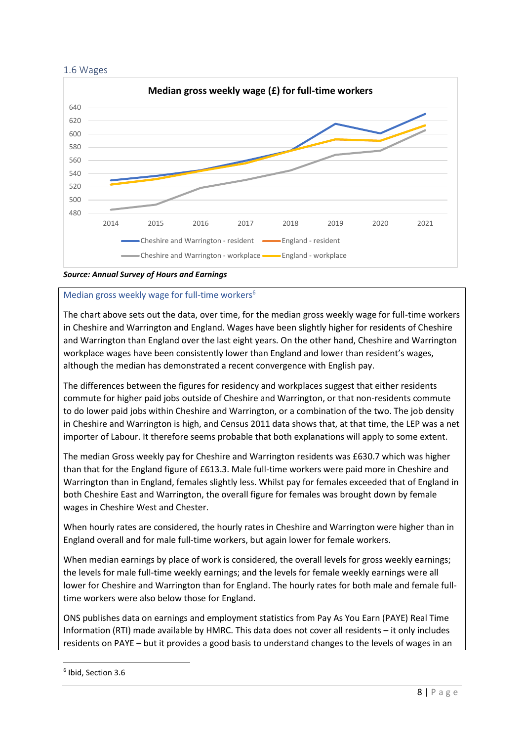## 1.6 Wages

**Median gross weekly wage (£) for full-time workers**

***Source: Annual Survey of Hours and Earnings***

### Median gross weekly wage for full-time workers[6]

The chart above sets out the data, over time, for the median gross weekly wage for full-time workers in Cheshire and Warrington and England. Wages have been slightly higher for residents of Cheshire and Warrington than England over the last eight years. On the other hand, Cheshire and Warrington workplace wages have been consistently lower than England and lower than resident's wages, although the median has demonstrated a recent convergence with English pay.

The differences between the figures for residency and workplaces suggest that either residents commute for higher paid jobs outside of Cheshire and Warrington, or that non-residents commute to do lower paid jobs within Cheshire and Warrington, or a combination of the two. The job density in Cheshire and Warrington is high, and Census 2011 data shows that, at that time, the LEP was a net importer of Labour. It therefore seems probable that both explanations will apply to some extent.

The median Gross weekly pay for Cheshire and Warrington residents was £630.7 which was higher than that for the England figure of £613.3. Male full-time workers were paid more in Cheshire and Warrington than in England, females slightly less. Whilst pay for females exceeded that of England in both Cheshire East and Warrington, the overall figure for females was brought down by female wages in Cheshire West and Chester.

When hourly rates are considered, the hourly rates in Cheshire and Warrington were higher than in England overall and for male full-time workers, but again lower for female workers.

When median earnings by place of work is considered, the overall levels for gross weekly earnings; the levels for male full-time weekly earnings; and the levels for female weekly earnings were all lower for Cheshire and Warrington than for England. The hourly rates for both male and female full-time workers were also below those for England.

ONS publishes data on earnings and employment statistics from Pay As You Earn (PAYE) Real Time Information (RTI) made available by HMRC. This data does not cover all residents – it only includes residents on PAYE – but it provides a good basis to understand changes to the levels of wages in an

[6] Ibid, Section 3.6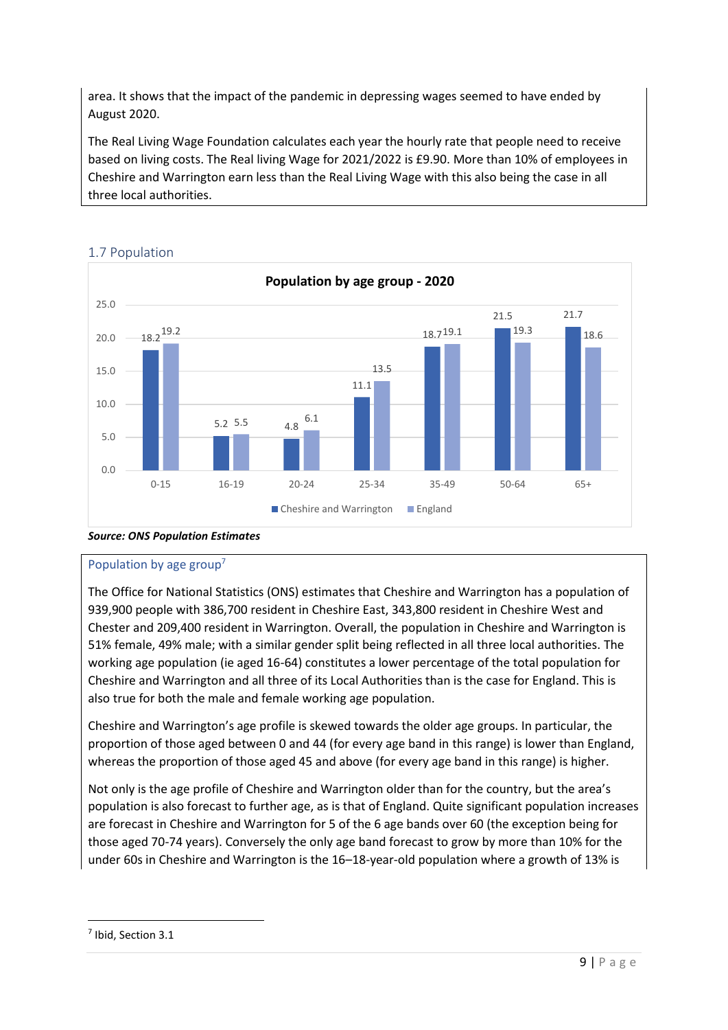area. It shows that the impact of the pandemic in depressing wages seemed to have ended by August 2020.

The Real Living Wage Foundation calculates each year the hourly rate that people need to receive based on living costs. The Real living Wage for 2021/2022 is £9.90. More than 10% of employees in Cheshire and Warrington earn less than the Real Living Wage with this also being the case in all three local authorities.

## 1.7 Population

**Population by age group - 2020**

| Age group | Cheshire and Warrington | England |
|---|---|---|
| 0-15 | 18.2 | 19.2 |
| 16-19 | 5.2 | 5.5 |
| 20-24 | 4.8 | 6.1 |
| 25-34 | 11.1 | 13.5 |
| 35-49 | 18.7 | 19.1 |
| 50-64 | 21.5 | 19.3 |
| 65+ | 21.7 | 18.6 |

***Source: ONS Population Estimates***

### Population by age group[7]

The Office for National Statistics (ONS) estimates that Cheshire and Warrington has a population of 939,900 people with 386,700 resident in Cheshire East, 343,800 resident in Cheshire West and Chester and 209,400 resident in Warrington. Overall, the population in Cheshire and Warrington is 51% female, 49% male; with a similar gender split being reflected in all three local authorities. The working age population (ie aged 16-64) constitutes a lower percentage of the total population for Cheshire and Warrington and all three of its Local Authorities than is the case for England. This is also true for both the male and female working age population.

Cheshire and Warrington's age profile is skewed towards the older age groups. In particular, the proportion of those aged between 0 and 44 (for every age band in this range) is lower than England, whereas the proportion of those aged 45 and above (for every age band in this range) is higher.

Not only is the age profile of Cheshire and Warrington older than for the country, but the area's population is also forecast to further age, as is that of England. Quite significant population increases are forecast in Cheshire and Warrington for 5 of the 6 age bands over 60 (the exception being for those aged 70-74 years). Conversely the only age band forecast to grow by more than 10% for the under 60s in Cheshire and Warrington is the 16–18-year-old population where a growth of 13% is

[7] Ibid, Section 3.1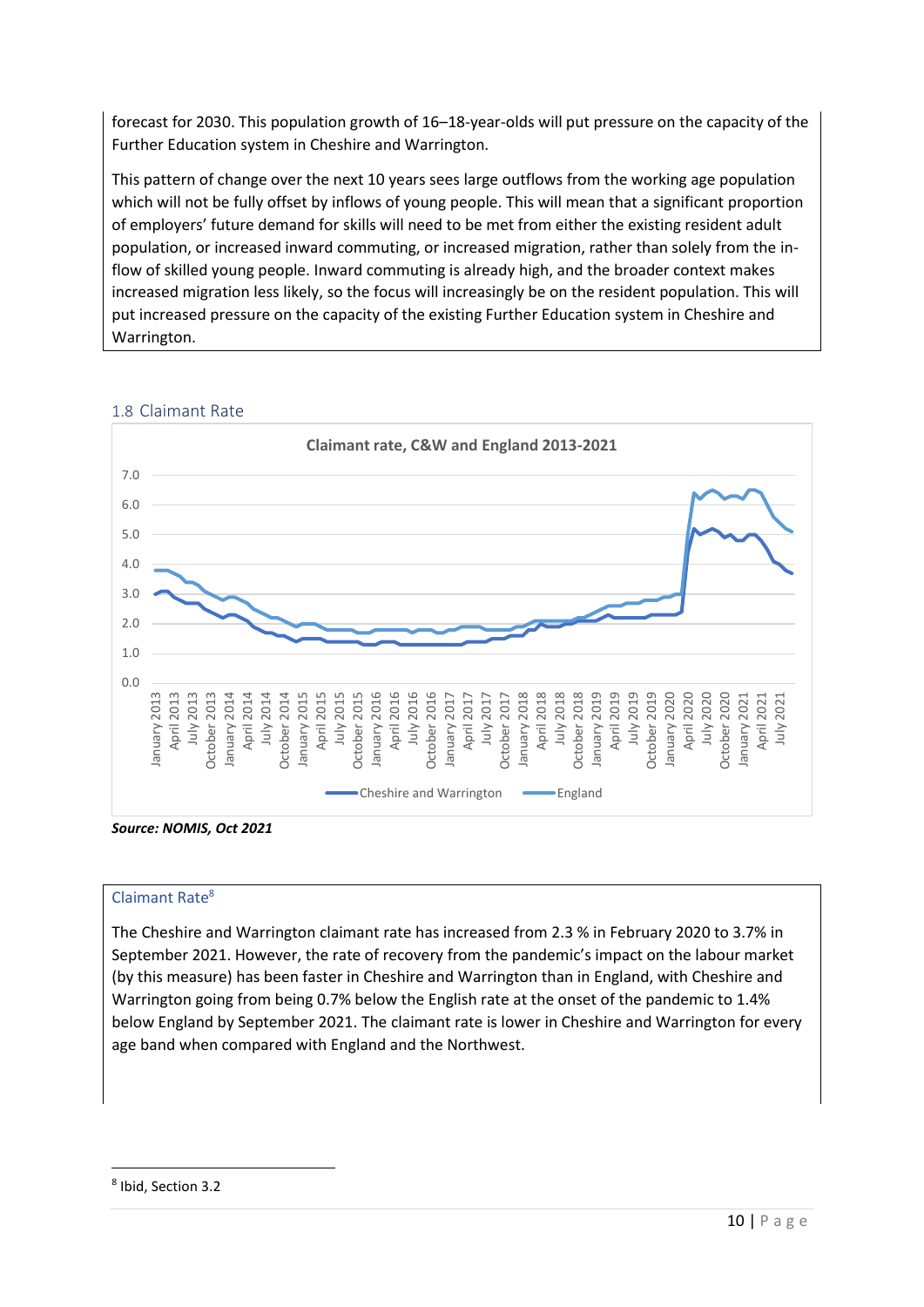forecast for 2030. This population growth of 16–18-year-olds will put pressure on the capacity of the Further Education system in Cheshire and Warrington.

This pattern of change over the next 10 years sees large outflows from the working age population which will not be fully offset by inflows of young people. This will mean that a significant proportion of employers' future demand for skills will need to be met from either the existing resident adult population, or increased inward commuting, or increased migration, rather than solely from the in-flow of skilled young people. Inward commuting is already high, and the broader context makes increased migration less likely, so the focus will increasingly be on the resident population. This will put increased pressure on the capacity of the existing Further Education system in Cheshire and Warrington.

## 1.8 Claimant Rate

Claimant rate, C&W and England 2013-2021

**_Source: NOMIS, Oct 2021_**

### Claimant Rate[8]

The Cheshire and Warrington claimant rate has increased from 2.3 % in February 2020 to 3.7% in September 2021. However, the rate of recovery from the pandemic's impact on the labour market (by this measure) has been faster in Cheshire and Warrington than in England, with Cheshire and Warrington going from being 0.7% below the English rate at the onset of the pandemic to 1.4% below England by September 2021. The claimant rate is lower in Cheshire and Warrington for every age band when compared with England and the Northwest.

[8] Ibid, Section 3.2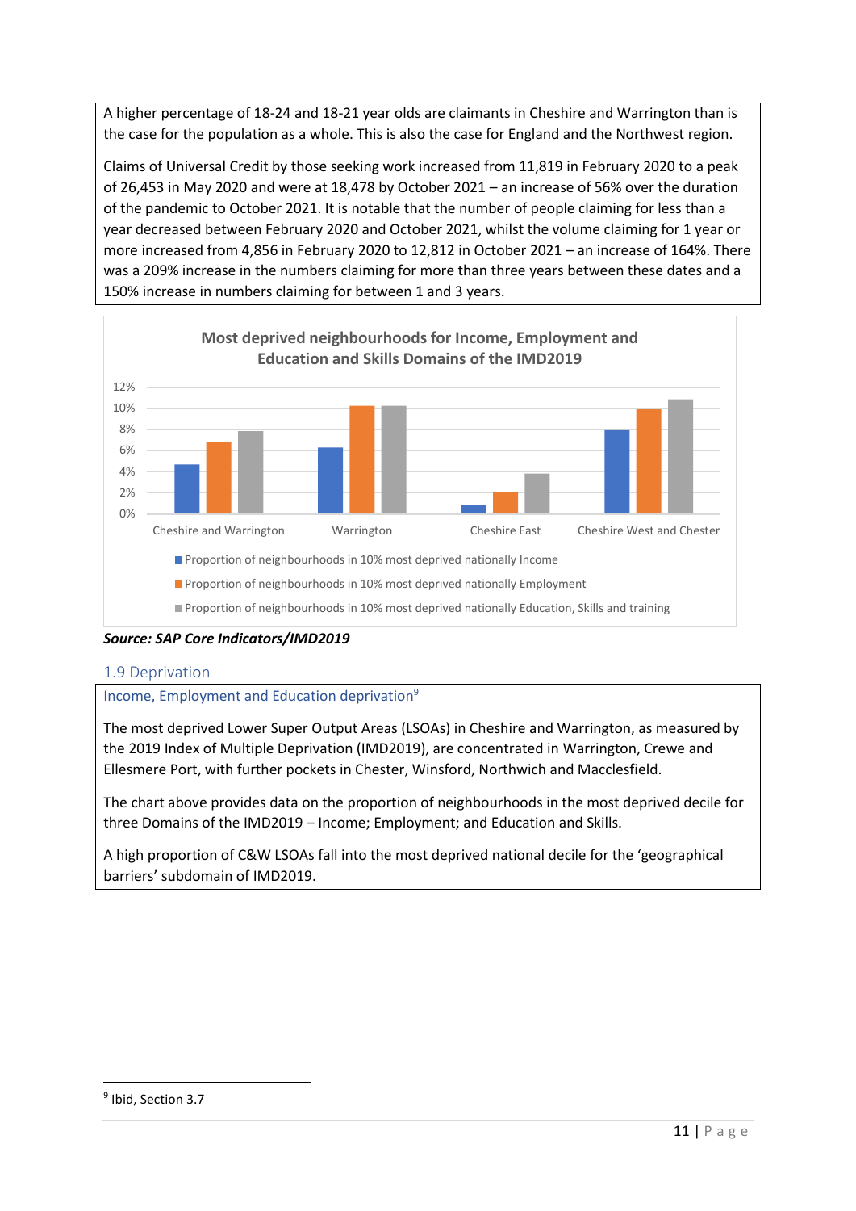A higher percentage of 18-24 and 18-21 year olds are claimants in Cheshire and Warrington than is the case for the population as a whole. This is also the case for England and the Northwest region.

Claims of Universal Credit by those seeking work increased from 11,819 in February 2020 to a peak of 26,453 in May 2020 and were at 18,478 by October 2021 – an increase of 56% over the duration of the pandemic to October 2021. It is notable that the number of people claiming for less than a year decreased between February 2020 and October 2021, whilst the volume claiming for 1 year or more increased from 4,856 in February 2020 to 12,812 in October 2021 – an increase of 164%. There was a 209% increase in the numbers claiming for more than three years between these dates and a 150% increase in numbers claiming for between 1 and 3 years.

**Most deprived neighbourhoods for Income, Employment and Education and Skills Domains of the IMD2019**

| | Proportion of neighbourhoods in 10% most deprived nationally Income | Proportion of neighbourhoods in 10% most deprived nationally Employment | Proportion of neighbourhoods in 10% most deprived nationally Education, Skills and training |
|---|---|---|---|
| Cheshire and Warrington | ~4.6% | ~6.7% | ~7.8% |
| Warrington | ~6.2% | ~10.2% | ~10.2% |
| Cheshire East | ~0.8% | ~2.1% | ~3.8% |
| Cheshire West and Chester | ~8.0% | ~9.8% | ~10.8% |

***Source: SAP Core Indicators/IMD2019***

## 1.9 Deprivation

### Income, Employment and Education deprivation[9]

The most deprived Lower Super Output Areas (LSOAs) in Cheshire and Warrington, as measured by the 2019 Index of Multiple Deprivation (IMD2019), are concentrated in Warrington, Crewe and Ellesmere Port, with further pockets in Chester, Winsford, Northwich and Macclesfield.

The chart above provides data on the proportion of neighbourhoods in the most deprived decile for three Domains of the IMD2019 – Income; Employment; and Education and Skills.

A high proportion of C&W LSOAs fall into the most deprived national decile for the 'geographical barriers' subdomain of IMD2019.

[9] Ibid, Section 3.7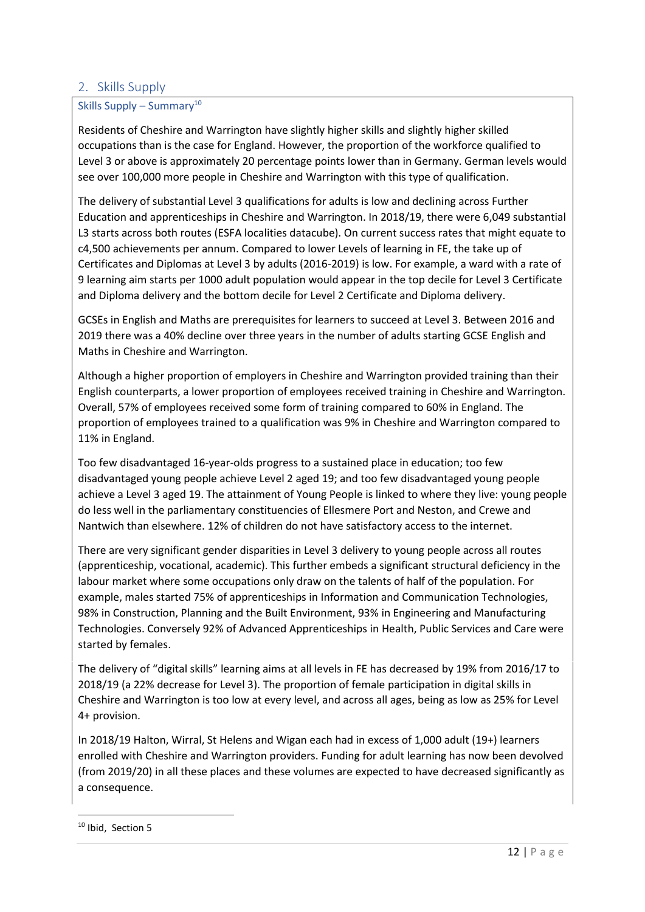## 2. Skills Supply

### Skills Supply – Summary[10]

Residents of Cheshire and Warrington have slightly higher skills and slightly higher skilled occupations than is the case for England. However, the proportion of the workforce qualified to Level 3 or above is approximately 20 percentage points lower than in Germany. German levels would see over 100,000 more people in Cheshire and Warrington with this type of qualification.

The delivery of substantial Level 3 qualifications for adults is low and declining across Further Education and apprenticeships in Cheshire and Warrington. In 2018/19, there were 6,049 substantial L3 starts across both routes (ESFA localities datacube). On current success rates that might equate to c4,500 achievements per annum. Compared to lower Levels of learning in FE, the take up of Certificates and Diplomas at Level 3 by adults (2016-2019) is low. For example, a ward with a rate of 9 learning aim starts per 1000 adult population would appear in the top decile for Level 3 Certificate and Diploma delivery and the bottom decile for Level 2 Certificate and Diploma delivery.

GCSEs in English and Maths are prerequisites for learners to succeed at Level 3. Between 2016 and 2019 there was a 40% decline over three years in the number of adults starting GCSE English and Maths in Cheshire and Warrington.

Although a higher proportion of employers in Cheshire and Warrington provided training than their English counterparts, a lower proportion of employees received training in Cheshire and Warrington. Overall, 57% of employees received some form of training compared to 60% in England. The proportion of employees trained to a qualification was 9% in Cheshire and Warrington compared to 11% in England.

Too few disadvantaged 16-year-olds progress to a sustained place in education; too few disadvantaged young people achieve Level 2 aged 19; and too few disadvantaged young people achieve a Level 3 aged 19. The attainment of Young People is linked to where they live: young people do less well in the parliamentary constituencies of Ellesmere Port and Neston, and Crewe and Nantwich than elsewhere. 12% of children do not have satisfactory access to the internet.

There are very significant gender disparities in Level 3 delivery to young people across all routes (apprenticeship, vocational, academic). This further embeds a significant structural deficiency in the labour market where some occupations only draw on the talents of half of the population. For example, males started 75% of apprenticeships in Information and Communication Technologies, 98% in Construction, Planning and the Built Environment, 93% in Engineering and Manufacturing Technologies. Conversely 92% of Advanced Apprenticeships in Health, Public Services and Care were started by females.

The delivery of "digital skills" learning aims at all levels in FE has decreased by 19% from 2016/17 to 2018/19 (a 22% decrease for Level 3). The proportion of female participation in digital skills in Cheshire and Warrington is too low at every level, and across all ages, being as low as 25% for Level 4+ provision.

In 2018/19 Halton, Wirral, St Helens and Wigan each had in excess of 1,000 adult (19+) learners enrolled with Cheshire and Warrington providers. Funding for adult learning has now been devolved (from 2019/20) in all these places and these volumes are expected to have decreased significantly as a consequence.

---

[10] Ibid, Section 5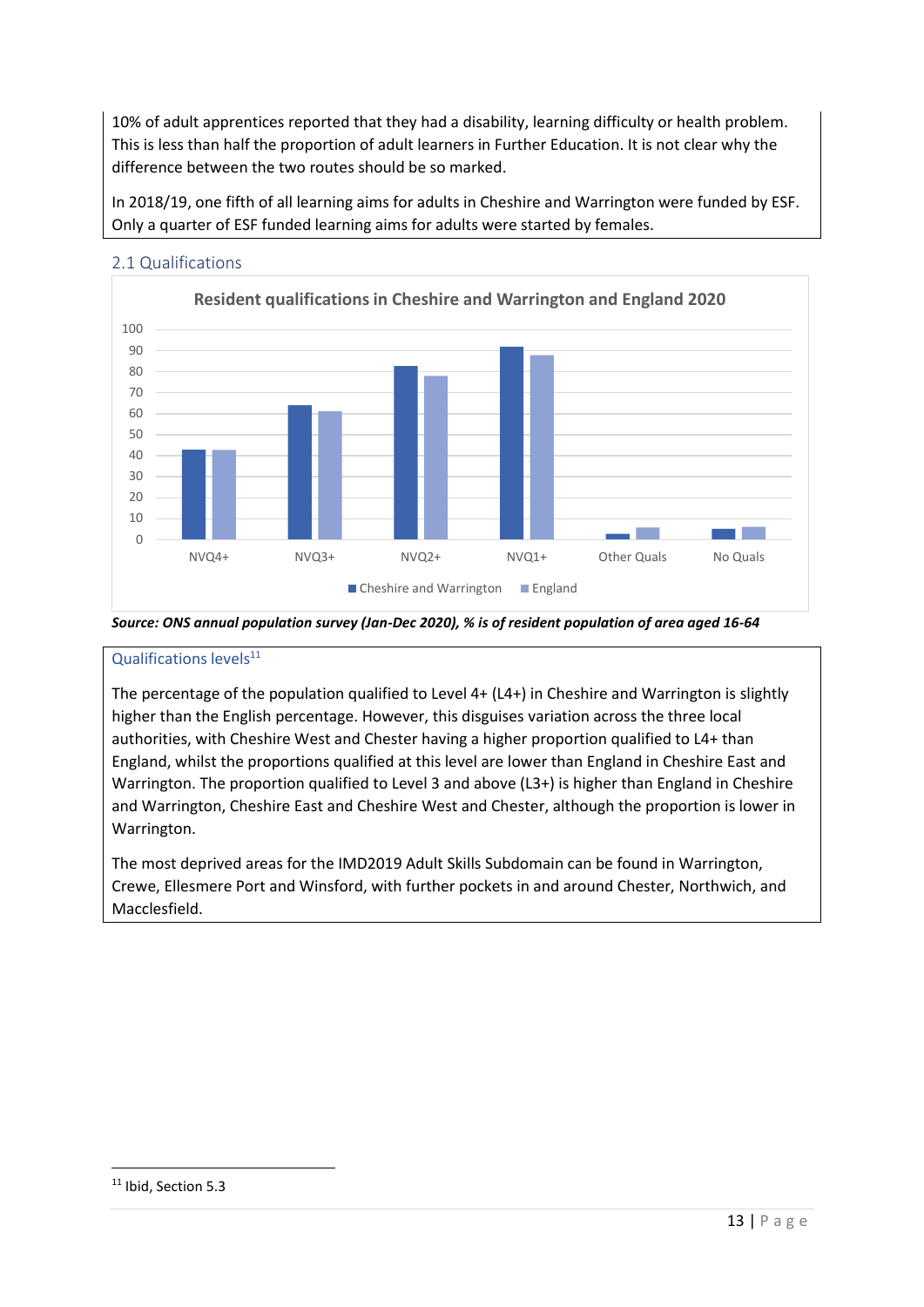10% of adult apprentices reported that they had a disability, learning difficulty or health problem. This is less than half the proportion of adult learners in Further Education. It is not clear why the difference between the two routes should be so marked.

In 2018/19, one fifth of all learning aims for adults in Cheshire and Warrington were funded by ESF. Only a quarter of ESF funded learning aims for adults were started by females.

## 2.1 Qualifications

**Resident qualifications in Cheshire and Warrington and England 2020**

**Source: ONS annual population survey (Jan-Dec 2020), % is of resident population of area aged 16-64**

### Qualifications levels[11]

The percentage of the population qualified to Level 4+ (L4+) in Cheshire and Warrington is slightly higher than the English percentage. However, this disguises variation across the three local authorities, with Cheshire West and Chester having a higher proportion qualified to L4+ than England, whilst the proportions qualified at this level are lower than England in Cheshire East and Warrington. The proportion qualified to Level 3 and above (L3+) is higher than England in Cheshire and Warrington, Cheshire East and Cheshire West and Chester, although the proportion is lower in Warrington.

The most deprived areas for the IMD2019 Adult Skills Subdomain can be found in Warrington, Crewe, Ellesmere Port and Winsford, with further pockets in and around Chester, Northwich, and Macclesfield.

[11] Ibid, Section 5.3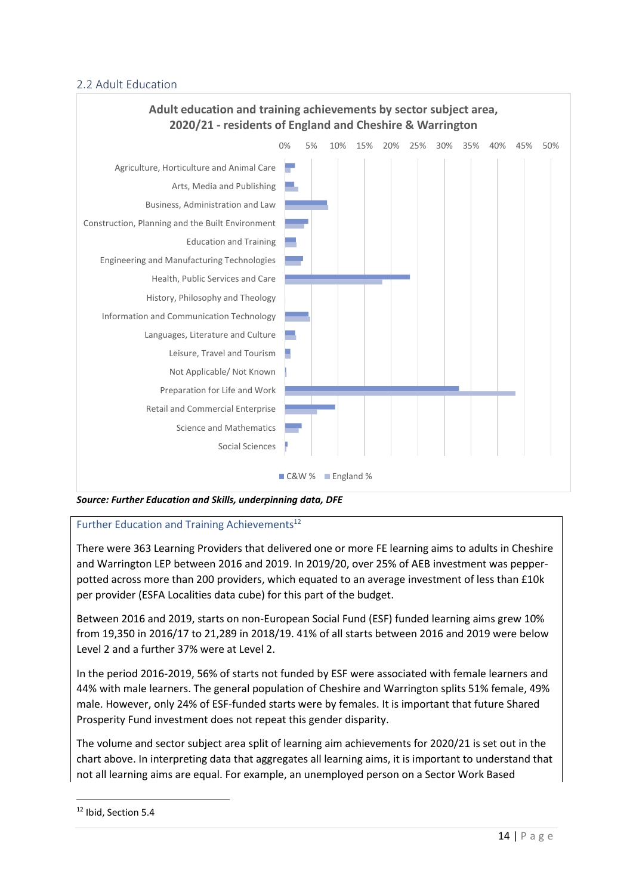## 2.2 Adult Education

**Adult education and training achievements by sector subject area, 2020/21 - residents of England and Cheshire & Warrington**

*Source: Further Education and Skills, underpinning data, DFE*

### Further Education and Training Achievements[12]

There were 363 Learning Providers that delivered one or more FE learning aims to adults in Cheshire and Warrington LEP between 2016 and 2019. In 2019/20, over 25% of AEB investment was pepper-potted across more than 200 providers, which equated to an average investment of less than £10k per provider (ESFA Localities data cube) for this part of the budget.

Between 2016 and 2019, starts on non-European Social Fund (ESF) funded learning aims grew 10% from 19,350 in 2016/17 to 21,289 in 2018/19. 41% of all starts between 2016 and 2019 were below Level 2 and a further 37% were at Level 2.

In the period 2016-2019, 56% of starts not funded by ESF were associated with female learners and 44% with male learners. The general population of Cheshire and Warrington splits 51% female, 49% male. However, only 24% of ESF-funded starts were by females. It is important that future Shared Prosperity Fund investment does not repeat this gender disparity.

The volume and sector subject area split of learning aim achievements for 2020/21 is set out in the chart above. In interpreting data that aggregates all learning aims, it is important to understand that not all learning aims are equal. For example, an unemployed person on a Sector Work Based

[12] Ibid, Section 5.4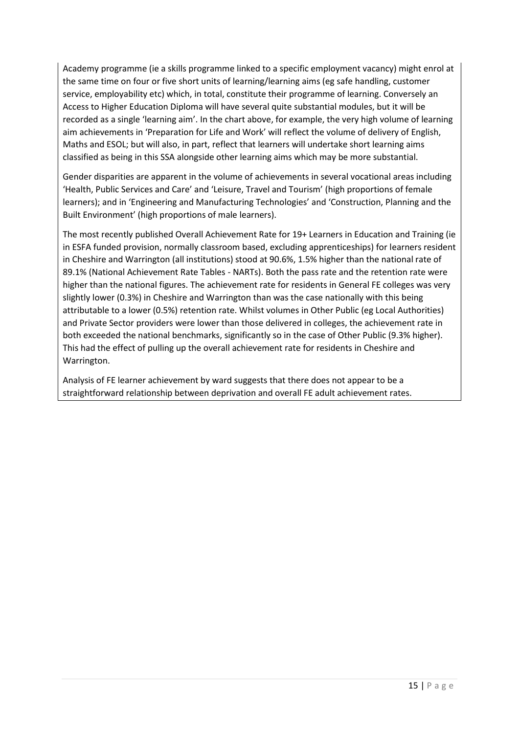Academy programme (ie a skills programme linked to a specific employment vacancy) might enrol at the same time on four or five short units of learning/learning aims (eg safe handling, customer service, employability etc) which, in total, constitute their programme of learning. Conversely an Access to Higher Education Diploma will have several quite substantial modules, but it will be recorded as a single 'learning aim'. In the chart above, for example, the very high volume of learning aim achievements in 'Preparation for Life and Work' will reflect the volume of delivery of English, Maths and ESOL; but will also, in part, reflect that learners will undertake short learning aims classified as being in this SSA alongside other learning aims which may be more substantial.

Gender disparities are apparent in the volume of achievements in several vocational areas including 'Health, Public Services and Care' and 'Leisure, Travel and Tourism' (high proportions of female learners); and in 'Engineering and Manufacturing Technologies' and 'Construction, Planning and the Built Environment' (high proportions of male learners).

The most recently published Overall Achievement Rate for 19+ Learners in Education and Training (ie in ESFA funded provision, normally classroom based, excluding apprenticeships) for learners resident in Cheshire and Warrington (all institutions) stood at 90.6%, 1.5% higher than the national rate of 89.1% (National Achievement Rate Tables - NARTs). Both the pass rate and the retention rate were higher than the national figures. The achievement rate for residents in General FE colleges was very slightly lower (0.3%) in Cheshire and Warrington than was the case nationally with this being attributable to a lower (0.5%) retention rate. Whilst volumes in Other Public (eg Local Authorities) and Private Sector providers were lower than those delivered in colleges, the achievement rate in both exceeded the national benchmarks, significantly so in the case of Other Public (9.3% higher). This had the effect of pulling up the overall achievement rate for residents in Cheshire and Warrington.

Analysis of FE learner achievement by ward suggests that there does not appear to be a straightforward relationship between deprivation and overall FE adult achievement rates.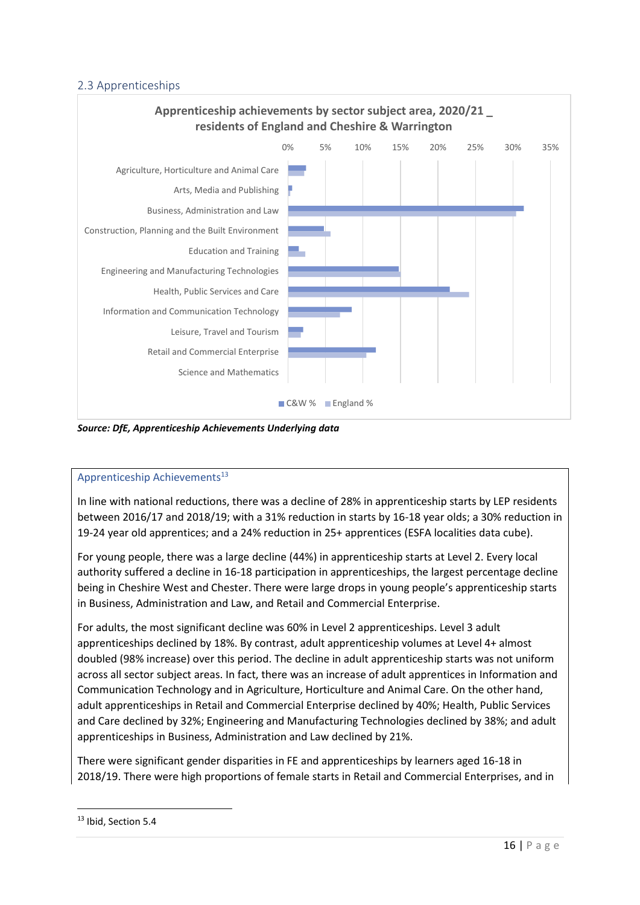## 2.3 Apprenticeships

**Apprenticeship achievements by sector subject area, 2020/21 _ residents of England and Cheshire & Warrington**

| Sector subject area | C&W % | England % |
|---|---|---|
| Agriculture, Horticulture and Animal Care | | |
| Arts, Media and Publishing | | |
| Business, Administration and Law | | |
| Construction, Planning and the Built Environment | | |
| Education and Training | | |
| Engineering and Manufacturing Technologies | | |
| Health, Public Services and Care | | |
| Information and Communication Technology | | |
| Leisure, Travel and Tourism | | |
| Retail and Commercial Enterprise | | |
| Science and Mathematics | | |

***Source: DfE, Apprenticeship Achievements Underlying data***

### Apprenticeship Achievements[13]

In line with national reductions, there was a decline of 28% in apprenticeship starts by LEP residents between 2016/17 and 2018/19; with a 31% reduction in starts by 16-18 year olds; a 30% reduction in 19-24 year old apprentices; and a 24% reduction in 25+ apprentices (ESFA localities data cube).

For young people, there was a large decline (44%) in apprenticeship starts at Level 2. Every local authority suffered a decline in 16-18 participation in apprenticeships, the largest percentage decline being in Cheshire West and Chester. There were large drops in young people's apprenticeship starts in Business, Administration and Law, and Retail and Commercial Enterprise.

For adults, the most significant decline was 60% in Level 2 apprenticeships. Level 3 adult apprenticeships declined by 18%. By contrast, adult apprenticeship volumes at Level 4+ almost doubled (98% increase) over this period. The decline in adult apprenticeship starts was not uniform across all sector subject areas. In fact, there was an increase of adult apprentices in Information and Communication Technology and in Agriculture, Horticulture and Animal Care. On the other hand, adult apprenticeships in Retail and Commercial Enterprise declined by 40%; Health, Public Services and Care declined by 32%; Engineering and Manufacturing Technologies declined by 38%; and adult apprenticeships in Business, Administration and Law declined by 21%.

There were significant gender disparities in FE and apprenticeships by learners aged 16-18 in 2018/19. There were high proportions of female starts in Retail and Commercial Enterprises, and in

[13] Ibid, Section 5.4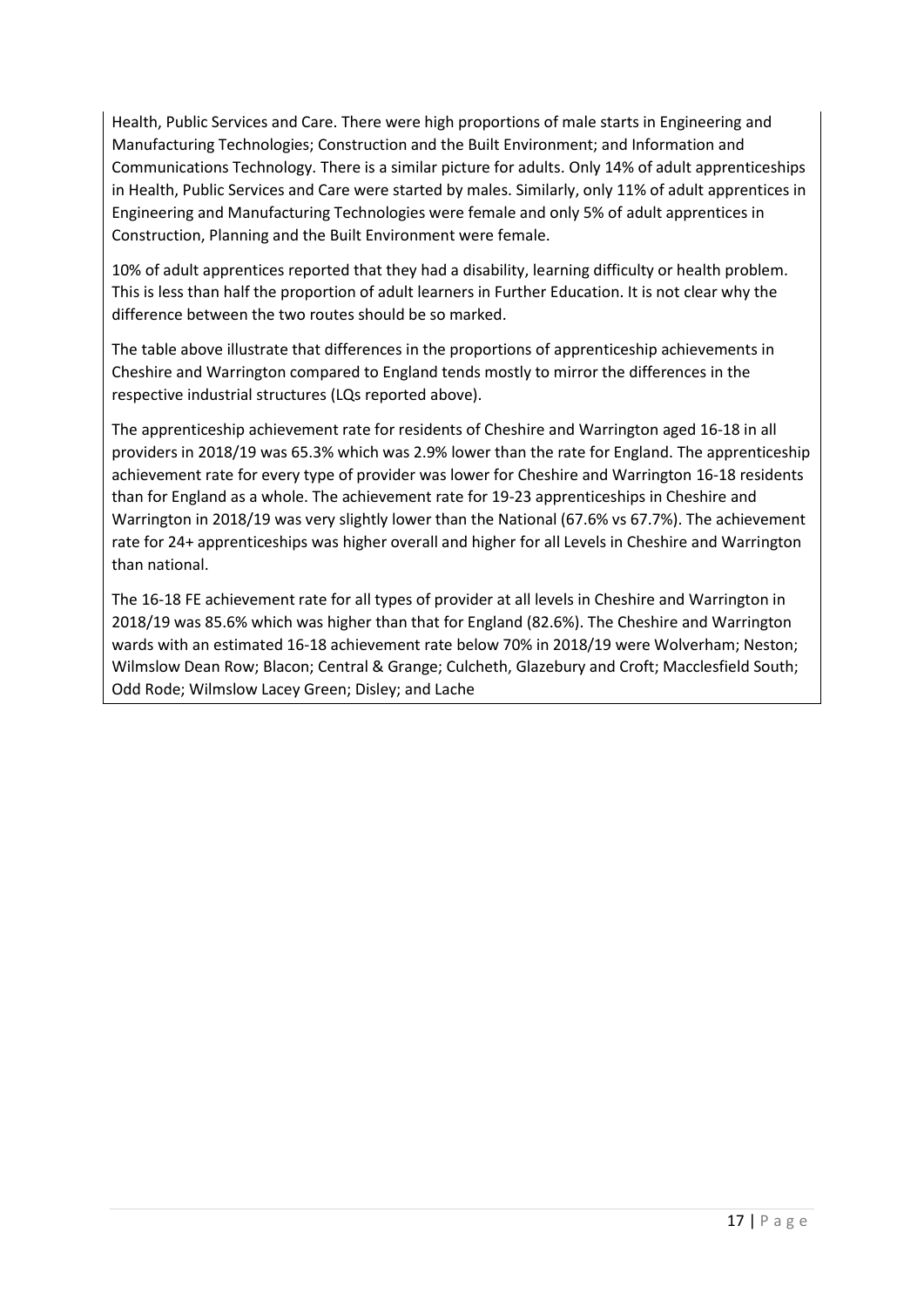Health, Public Services and Care. There were high proportions of male starts in Engineering and Manufacturing Technologies; Construction and the Built Environment; and Information and Communications Technology. There is a similar picture for adults. Only 14% of adult apprenticeships in Health, Public Services and Care were started by males. Similarly, only 11% of adult apprentices in Engineering and Manufacturing Technologies were female and only 5% of adult apprentices in Construction, Planning and the Built Environment were female.

10% of adult apprentices reported that they had a disability, learning difficulty or health problem. This is less than half the proportion of adult learners in Further Education. It is not clear why the difference between the two routes should be so marked.

The table above illustrate that differences in the proportions of apprenticeship achievements in Cheshire and Warrington compared to England tends mostly to mirror the differences in the respective industrial structures (LQs reported above).

The apprenticeship achievement rate for residents of Cheshire and Warrington aged 16-18 in all providers in 2018/19 was 65.3% which was 2.9% lower than the rate for England. The apprenticeship achievement rate for every type of provider was lower for Cheshire and Warrington 16-18 residents than for England as a whole. The achievement rate for 19-23 apprenticeships in Cheshire and Warrington in 2018/19 was very slightly lower than the National (67.6% vs 67.7%). The achievement rate for 24+ apprenticeships was higher overall and higher for all Levels in Cheshire and Warrington than national.

The 16-18 FE achievement rate for all types of provider at all levels in Cheshire and Warrington in 2018/19 was 85.6% which was higher than that for England (82.6%). The Cheshire and Warrington wards with an estimated 16-18 achievement rate below 70% in 2018/19 were Wolverham; Neston; Wilmslow Dean Row; Blacon; Central & Grange; Culcheth, Glazebury and Croft; Macclesfield South; Odd Rode; Wilmslow Lacey Green; Disley; and Lache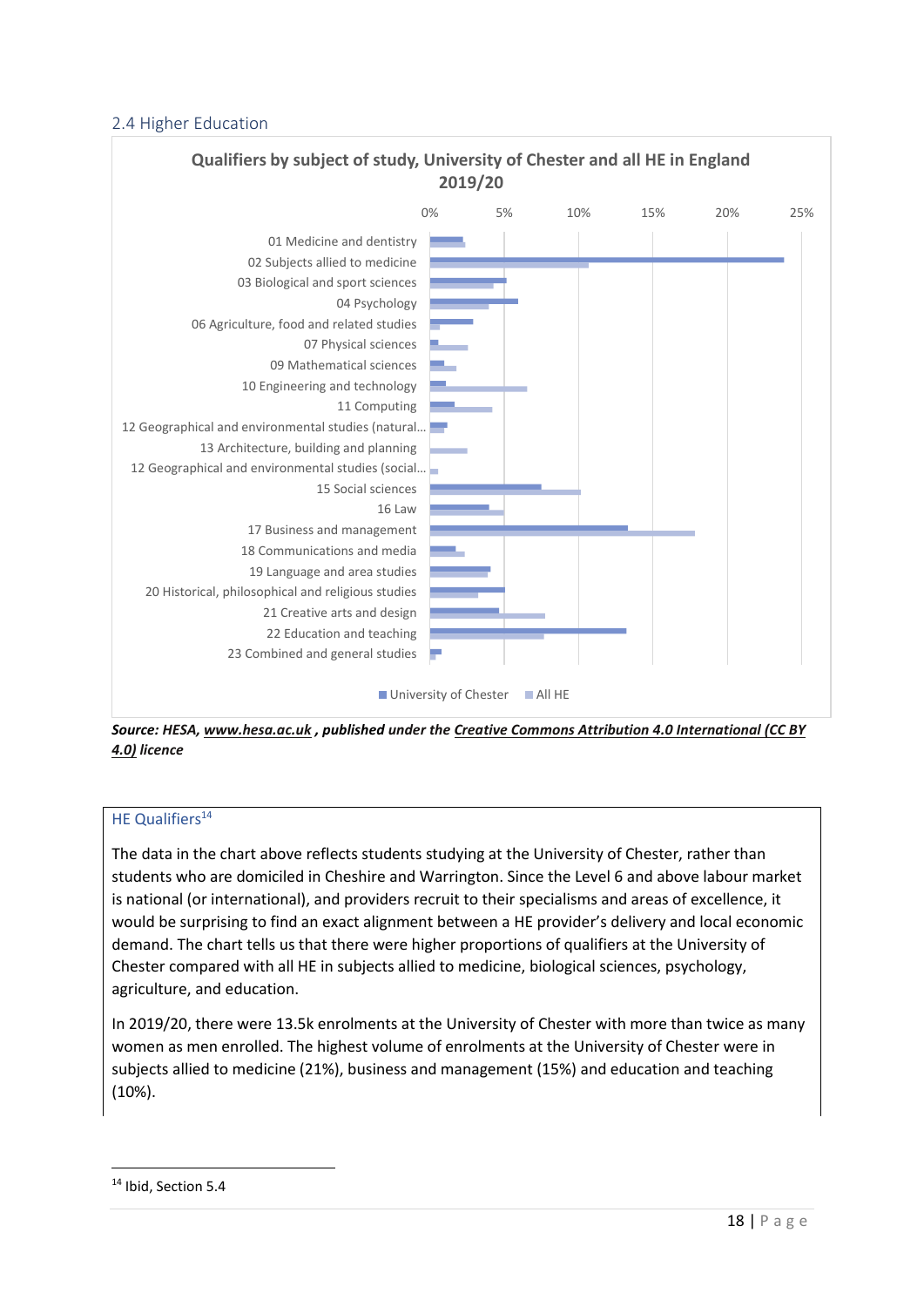## 2.4 Higher Education

**Qualifiers by subject of study, University of Chester and all HE in England 2019/20**

| Subject | University of Chester | All HE |
| --- | --- | --- |
| 01 Medicine and dentistry | | |
| 02 Subjects allied to medicine | | |
| 03 Biological and sport sciences | | |
| 04 Psychology | | |
| 06 Agriculture, food and related studies | | |
| 07 Physical sciences | | |
| 09 Mathematical sciences | | |
| 10 Engineering and technology | | |
| 11 Computing | | |
| 12 Geographical and environmental studies (natural… | | |
| 13 Architecture, building and planning | | |
| 12 Geographical and environmental studies (social… | | |
| 15 Social sciences | | |
| 16 Law | | |
| 17 Business and management | | |
| 18 Communications and media | | |
| 19 Language and area studies | | |
| 20 Historical, philosophical and religious studies | | |
| 21 Creative arts and design | | |
| 22 Education and teaching | | |
| 23 Combined and general studies | | |

***Source: HESA, www.hesa.ac.uk , published under the Creative Commons Attribution 4.0 International (CC BY 4.0) licence***

### HE Qualifiers[14]

The data in the chart above reflects students studying at the University of Chester, rather than students who are domiciled in Cheshire and Warrington. Since the Level 6 and above labour market is national (or international), and providers recruit to their specialisms and areas of excellence, it would be surprising to find an exact alignment between a HE provider's delivery and local economic demand. The chart tells us that there were higher proportions of qualifiers at the University of Chester compared with all HE in subjects allied to medicine, biological sciences, psychology, agriculture, and education.

In 2019/20, there were 13.5k enrolments at the University of Chester with more than twice as many women as men enrolled. The highest volume of enrolments at the University of Chester were in subjects allied to medicine (21%), business and management (15%) and education and teaching (10%).

[14] Ibid, Section 5.4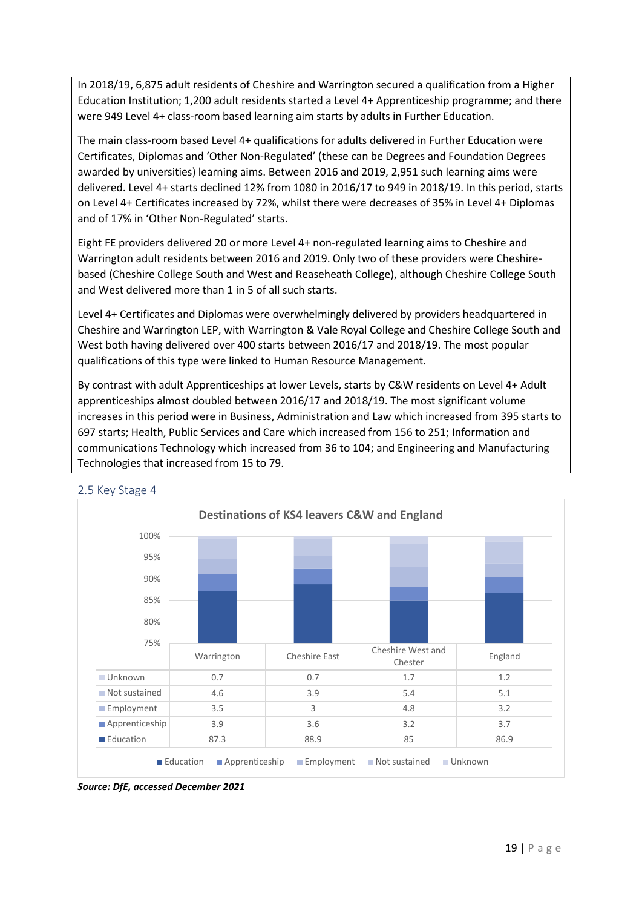In 2018/19, 6,875 adult residents of Cheshire and Warrington secured a qualification from a Higher Education Institution; 1,200 adult residents started a Level 4+ Apprenticeship programme; and there were 949 Level 4+ class-room based learning aim starts by adults in Further Education.

The main class-room based Level 4+ qualifications for adults delivered in Further Education were Certificates, Diplomas and 'Other Non-Regulated' (these can be Degrees and Foundation Degrees awarded by universities) learning aims. Between 2016 and 2019, 2,951 such learning aims were delivered. Level 4+ starts declined 12% from 1080 in 2016/17 to 949 in 2018/19. In this period, starts on Level 4+ Certificates increased by 72%, whilst there were decreases of 35% in Level 4+ Diplomas and of 17% in 'Other Non-Regulated' starts.

Eight FE providers delivered 20 or more Level 4+ non-regulated learning aims to Cheshire and Warrington adult residents between 2016 and 2019. Only two of these providers were Cheshire-based (Cheshire College South and West and Reaseheath College), although Cheshire College South and West delivered more than 1 in 5 of all such starts.

Level 4+ Certificates and Diplomas were overwhelmingly delivered by providers headquartered in Cheshire and Warrington LEP, with Warrington & Vale Royal College and Cheshire College South and West both having delivered over 400 starts between 2016/17 and 2018/19. The most popular qualifications of this type were linked to Human Resource Management.

By contrast with adult Apprenticeships at lower Levels, starts by C&W residents on Level 4+ Adult apprenticeships almost doubled between 2016/17 and 2018/19. The most significant volume increases in this period were in Business, Administration and Law which increased from 395 starts to 697 starts; Health, Public Services and Care which increased from 156 to 251; Information and communications Technology which increased from 36 to 104; and Engineering and Manufacturing Technologies that increased from 15 to 79.

## 2.5 Key Stage 4

**Destinations of KS4 leavers C&W and England**

| | Warrington | Cheshire East | Cheshire West and Chester | England |
|---|---|---|---|---|
| Unknown | 0.7 | 0.7 | 1.7 | 1.2 |
| Not sustained | 4.6 | 3.9 | 5.4 | 5.1 |
| Employment | 3.5 | 3 | 4.8 | 3.2 |
| Apprenticeship | 3.9 | 3.6 | 3.2 | 3.7 |
| Education | 87.3 | 88.9 | 85 | 86.9 |

***Source: DfE, accessed December 2021***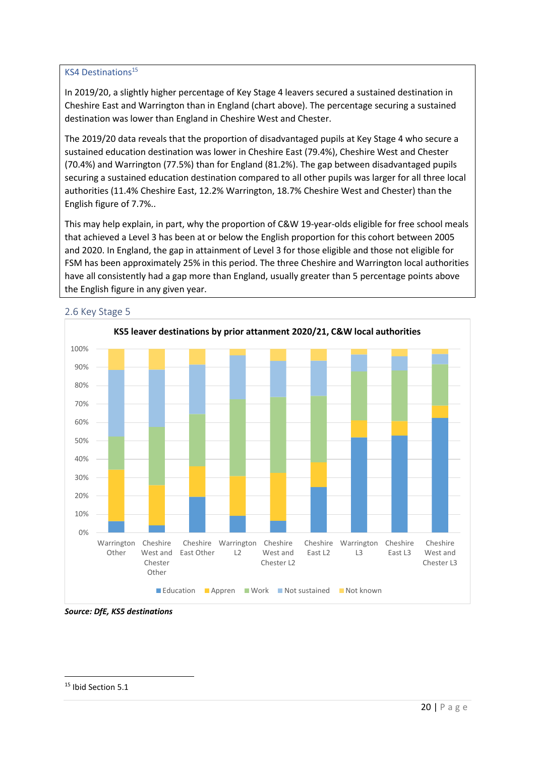### KS4 Destinations[15]

In 2019/20, a slightly higher percentage of Key Stage 4 leavers secured a sustained destination in Cheshire East and Warrington than in England (chart above). The percentage securing a sustained destination was lower than England in Cheshire West and Chester.

The 2019/20 data reveals that the proportion of disadvantaged pupils at Key Stage 4 who secure a sustained education destination was lower in Cheshire East (79.4%), Cheshire West and Chester (70.4%) and Warrington (77.5%) than for England (81.2%). The gap between disadvantaged pupils securing a sustained education destination compared to all other pupils was larger for all three local authorities (11.4% Cheshire East, 12.2% Warrington, 18.7% Cheshire West and Chester) than the English figure of 7.7%..

This may help explain, in part, why the proportion of C&W 19-year-olds eligible for free school meals that achieved a Level 3 has been at or below the English proportion for this cohort between 2005 and 2020. In England, the gap in attainment of Level 3 for those eligible and those not eligible for FSM has been approximately 25% in this period. The three Cheshire and Warrington local authorities have all consistently had a gap more than England, usually greater than 5 percentage points above the English figure in any given year.

## 2.6 Key Stage 5

**KS5 leaver destinations by prior attanment 2020/21, C&W local authorities**

Categories: Warrington Other, Cheshire West and Chester Other, Cheshire East Other, Warrington L2, Cheshire West and Chester L2, Cheshire East L2, Warrington L3, Cheshire East L3, Cheshire West and Chester L3

Legend: Education, Appren, Work, Not sustained, Not known

***Source: DfE, KS5 destinations***

---

[15] Ibid Section 5.1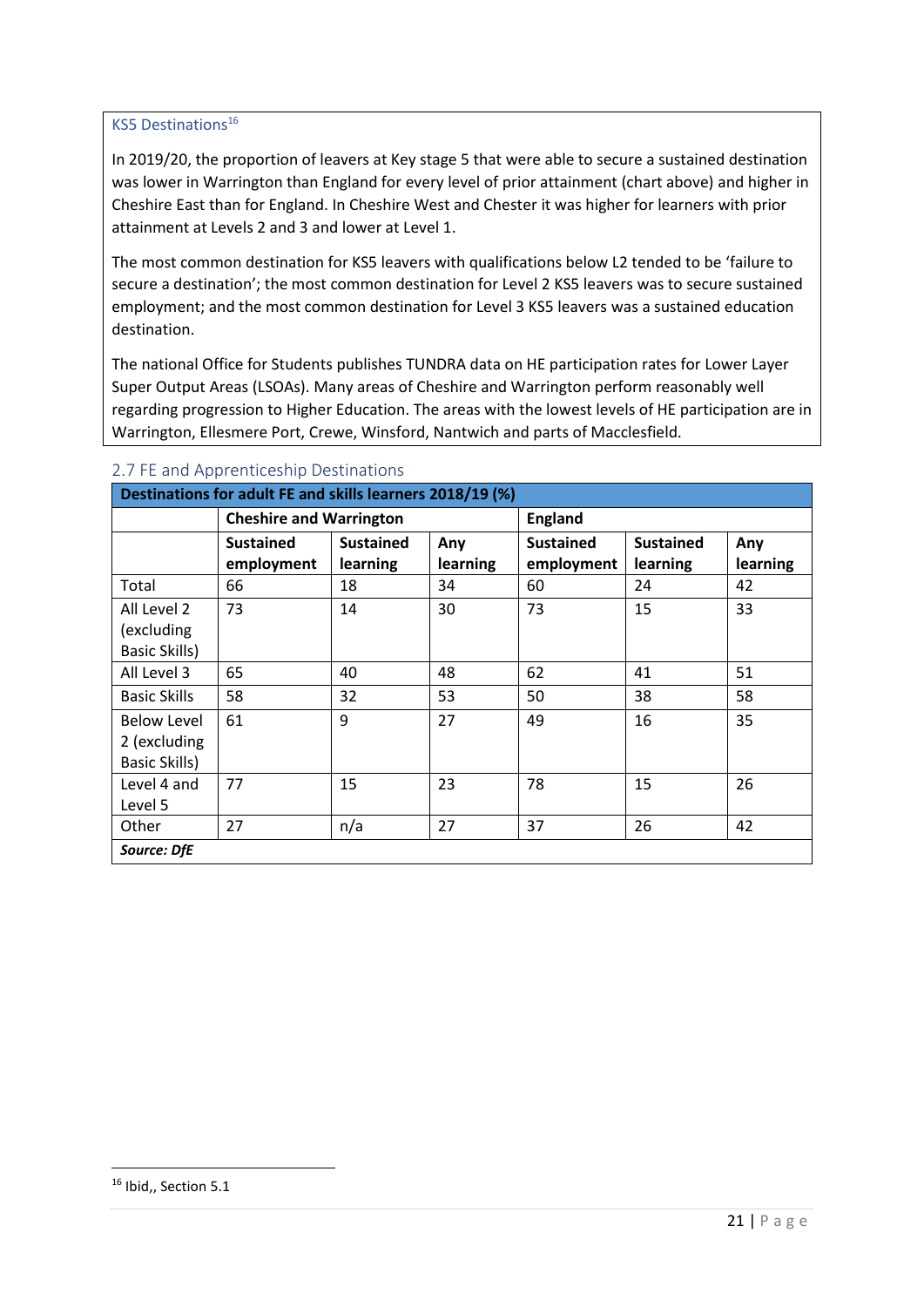### KS5 Destinations[16]

In 2019/20, the proportion of leavers at Key stage 5 that were able to secure a sustained destination was lower in Warrington than England for every level of prior attainment (chart above) and higher in Cheshire East than for England. In Cheshire West and Chester it was higher for learners with prior attainment at Levels 2 and 3 and lower at Level 1.

The most common destination for KS5 leavers with qualifications below L2 tended to be 'failure to secure a destination'; the most common destination for Level 2 KS5 leavers was to secure sustained employment; and the most common destination for Level 3 KS5 leavers was a sustained education destination.

The national Office for Students publishes TUNDRA data on HE participation rates for Lower Layer Super Output Areas (LSOAs). Many areas of Cheshire and Warrington perform reasonably well regarding progression to Higher Education. The areas with the lowest levels of HE participation are in Warrington, Ellesmere Port, Crewe, Winsford, Nantwich and parts of Macclesfield.

## 2.7 FE and Apprenticeship Destinations

**Destinations for adult FE and skills learners 2018/19 (%)**

| | **Cheshire and Warrington** | | | **England** | | |
|---|---|---|---|---|---|---|
| | **Sustained employment** | **Sustained learning** | **Any learning** | **Sustained employment** | **Sustained learning** | **Any learning** |
| Total | 66 | 18 | 34 | 60 | 24 | 42 |
| All Level 2 (excluding Basic Skills) | 73 | 14 | 30 | 73 | 15 | 33 |
| All Level 3 | 65 | 40 | 48 | 62 | 41 | 51 |
| Basic Skills | 58 | 32 | 53 | 50 | 38 | 58 |
| Below Level 2 (excluding Basic Skills) | 61 | 9 | 27 | 49 | 16 | 35 |
| Level 4 and Level 5 | 77 | 15 | 23 | 78 | 15 | 26 |
| Other | 27 | n/a | 27 | 37 | 26 | 42 |

***Source: DfE***

[16] Ibid,, Section 5.1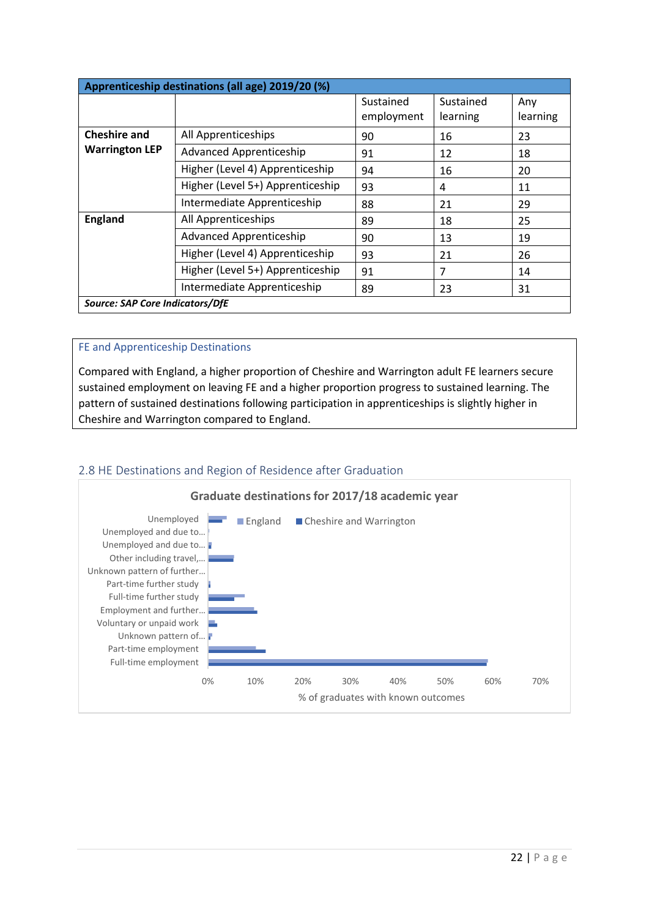| Apprenticeship destinations (all age) 2019/20 (%) | | | | |
|---|---|---|---|---|
| | | Sustained employment | Sustained learning | Any learning |
| **Cheshire and Warrington LEP** | All Apprenticeships | 90 | 16 | 23 |
| | Advanced Apprenticeship | 91 | 12 | 18 |
| | Higher (Level 4) Apprenticeship | 94 | 16 | 20 |
| | Higher (Level 5+) Apprenticeship | 93 | 4 | 11 |
| | Intermediate Apprenticeship | 88 | 21 | 29 |
| **England** | All Apprenticeships | 89 | 18 | 25 |
| | Advanced Apprenticeship | 90 | 13 | 19 |
| | Higher (Level 4) Apprenticeship | 93 | 21 | 26 |
| | Higher (Level 5+) Apprenticeship | 91 | 7 | 14 |
| | Intermediate Apprenticeship | 89 | 23 | 31 |
| ***Source: SAP Core Indicators/DfE*** | | | | |

### FE and Apprenticeship Destinations

Compared with England, a higher proportion of Cheshire and Warrington adult FE learners secure sustained employment on leaving FE and a higher proportion progress to sustained learning. The pattern of sustained destinations following participation in apprenticeships is slightly higher in Cheshire and Warrington compared to England.

## 2.8 HE Destinations and Region of Residence after Graduation

**Graduate destinations for 2017/18 academic year**

Legend: England; Cheshire and Warrington

Categories: Unemployed; Unemployed and due to…; Unemployed and due to…; Other including travel,…; Unknown pattern of further…; Part-time further study; Full-time further study; Employment and further…; Voluntary or unpaid work; Unknown pattern of…; Part-time employment; Full-time employment

Axis: 0%, 10%, 20%, 30%, 40%, 50%, 60%, 70%

% of graduates with known outcomes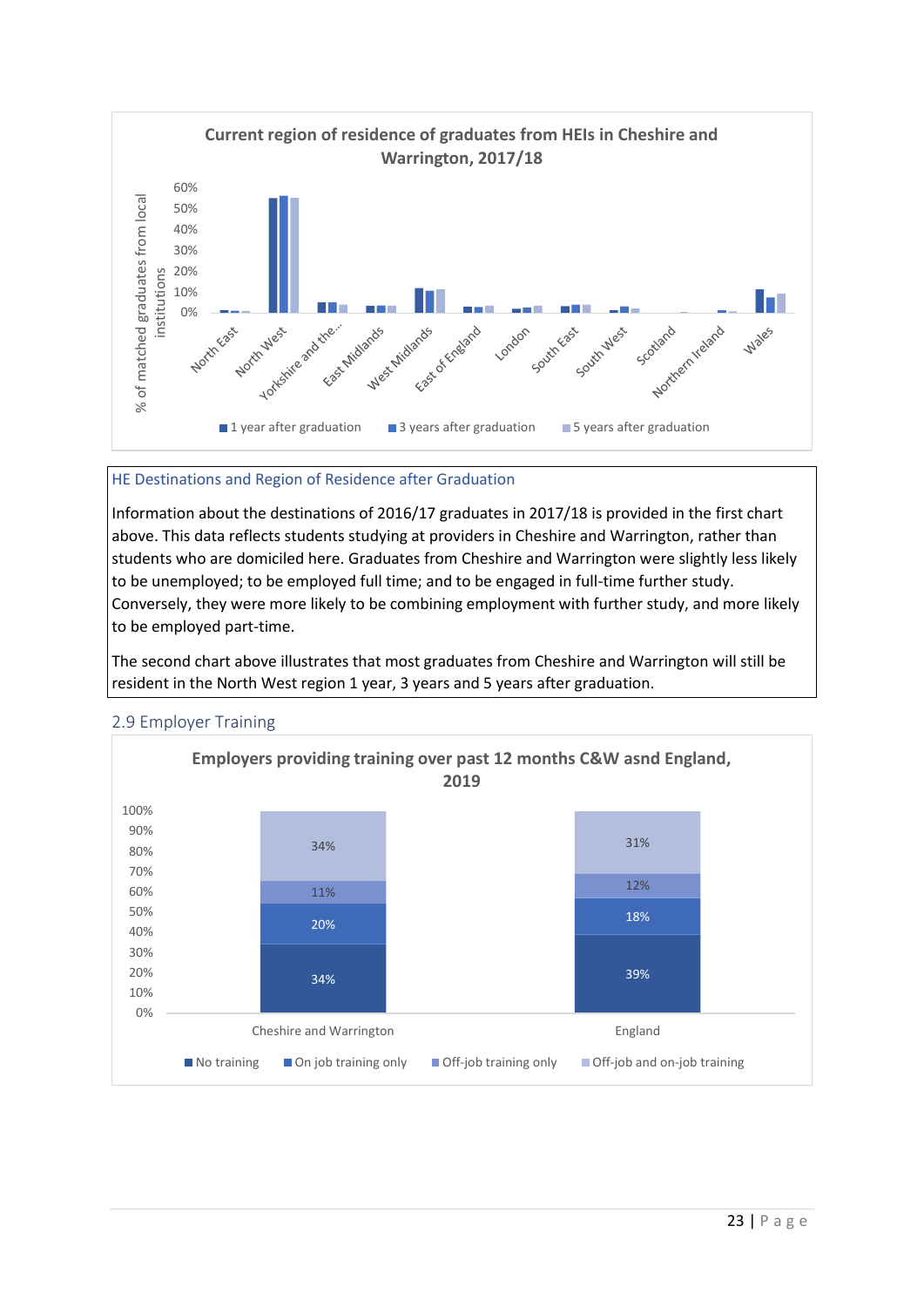**Current region of residence of graduates from HEIs in Cheshire and Warrington, 2017/18**

| Region | 1 year after graduation | 3 years after graduation | 5 years after graduation |
|---|---|---|---|
| North East | | | |
| North West | | | |
| Yorkshire and the... | | | |
| East Midlands | | | |
| West Midlands | | | |
| East of England | | | |
| London | | | |
| South East | | | |
| South West | | | |
| Scotland | | | |
| Northern Ireland | | | |
| Wales | | | |

Y-axis: % of matched graduates from local institutions (0%–60%)

### HE Destinations and Region of Residence after Graduation

Information about the destinations of 2016/17 graduates in 2017/18 is provided in the first chart above. This data reflects students studying at providers in Cheshire and Warrington, rather than students who are domiciled here. Graduates from Cheshire and Warrington were slightly less likely to be unemployed; to be employed full time; and to be engaged in full-time further study. Conversely, they were more likely to be combining employment with further study, and more likely to be employed part-time.

The second chart above illustrates that most graduates from Cheshire and Warrington will still be resident in the North West region 1 year, 3 years and 5 years after graduation.

## 2.9 Employer Training

**Employers providing training over past 12 months C&W asnd England, 2019**

| | Cheshire and Warrington | England |
|---|---|---|
| No training | 34% | 39% |
| On job training only | 20% | 18% |
| Off-job training only | 11% | 12% |
| Off-job and on-job training | 34% | 31% |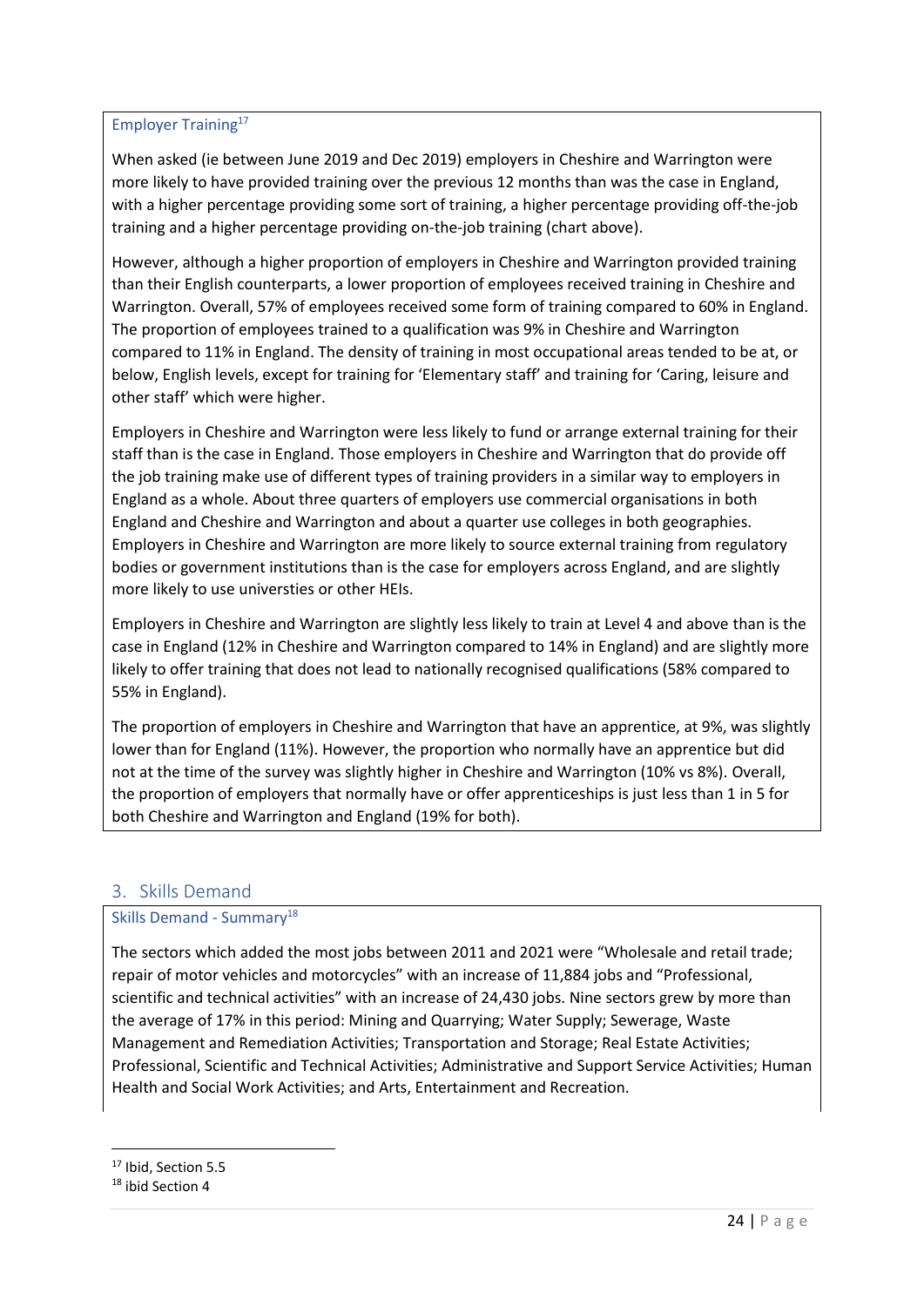### Employer Training[17]

When asked (ie between June 2019 and Dec 2019) employers in Cheshire and Warrington were more likely to have provided training over the previous 12 months than was the case in England, with a higher percentage providing some sort of training, a higher percentage providing off-the-job training and a higher percentage providing on-the-job training (chart above).

However, although a higher proportion of employers in Cheshire and Warrington provided training than their English counterparts, a lower proportion of employees received training in Cheshire and Warrington. Overall, 57% of employees received some form of training compared to 60% in England. The proportion of employees trained to a qualification was 9% in Cheshire and Warrington compared to 11% in England. The density of training in most occupational areas tended to be at, or below, English levels, except for training for 'Elementary staff' and training for 'Caring, leisure and other staff' which were higher.

Employers in Cheshire and Warrington were less likely to fund or arrange external training for their staff than is the case in England. Those employers in Cheshire and Warrington that do provide off the job training make use of different types of training providers in a similar way to employers in England as a whole. About three quarters of employers use commercial organisations in both England and Cheshire and Warrington and about a quarter use colleges in both geographies. Employers in Cheshire and Warrington are more likely to source external training from regulatory bodies or government institutions than is the case for employers across England, and are slightly more likely to use universties or other HEIs.

Employers in Cheshire and Warrington are slightly less likely to train at Level 4 and above than is the case in England (12% in Cheshire and Warrington compared to 14% in England) and are slightly more likely to offer training that does not lead to nationally recognised qualifications (58% compared to 55% in England).

The proportion of employers in Cheshire and Warrington that have an apprentice, at 9%, was slightly lower than for England (11%). However, the proportion who normally have an apprentice but did not at the time of the survey was slightly higher in Cheshire and Warrington (10% vs 8%). Overall, the proportion of employers that normally have or offer apprenticeships is just less than 1 in 5 for both Cheshire and Warrington and England (19% for both).

## 3. Skills Demand

### Skills Demand - Summary[18]

The sectors which added the most jobs between 2011 and 2021 were "Wholesale and retail trade; repair of motor vehicles and motorcycles" with an increase of 11,884 jobs and "Professional, scientific and technical activities" with an increase of 24,430 jobs. Nine sectors grew by more than the average of 17% in this period: Mining and Quarrying; Water Supply; Sewerage, Waste Management and Remediation Activities; Transportation and Storage; Real Estate Activities; Professional, Scientific and Technical Activities; Administrative and Support Service Activities; Human Health and Social Work Activities; and Arts, Entertainment and Recreation.

---

[17] Ibid, Section 5.5

[18] ibid Section 4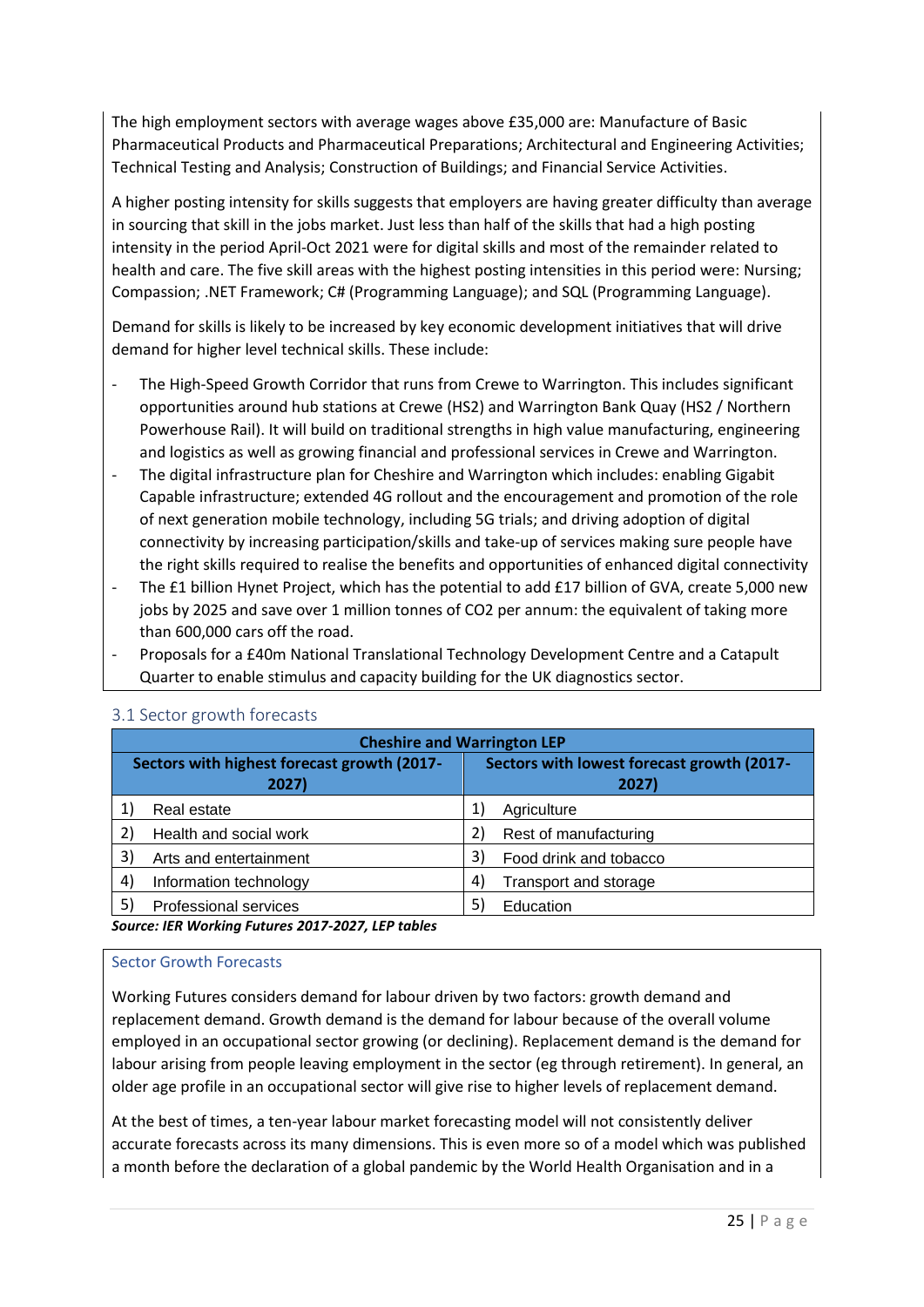The high employment sectors with average wages above £35,000 are: Manufacture of Basic Pharmaceutical Products and Pharmaceutical Preparations; Architectural and Engineering Activities; Technical Testing and Analysis; Construction of Buildings; and Financial Service Activities.

A higher posting intensity for skills suggests that employers are having greater difficulty than average in sourcing that skill in the jobs market. Just less than half of the skills that had a high posting intensity in the period April-Oct 2021 were for digital skills and most of the remainder related to health and care. The five skill areas with the highest posting intensities in this period were: Nursing; Compassion; .NET Framework; C# (Programming Language); and SQL (Programming Language).

Demand for skills is likely to be increased by key economic development initiatives that will drive demand for higher level technical skills. These include:

- The High-Speed Growth Corridor that runs from Crewe to Warrington. This includes significant opportunities around hub stations at Crewe (HS2) and Warrington Bank Quay (HS2 / Northern Powerhouse Rail). It will build on traditional strengths in high value manufacturing, engineering and logistics as well as growing financial and professional services in Crewe and Warrington.
- The digital infrastructure plan for Cheshire and Warrington which includes: enabling Gigabit Capable infrastructure; extended 4G rollout and the encouragement and promotion of the role of next generation mobile technology, including 5G trials; and driving adoption of digital connectivity by increasing participation/skills and take-up of services making sure people have the right skills required to realise the benefits and opportunities of enhanced digital connectivity
- The £1 billion Hynet Project, which has the potential to add £17 billion of GVA, create 5,000 new jobs by 2025 and save over 1 million tonnes of $CO_2$ per annum: the equivalent of taking more than 600,000 cars off the road.
- Proposals for a £40m National Translational Technology Development Centre and a Catapult Quarter to enable stimulus and capacity building for the UK diagnostics sector.

## 3.1 Sector growth forecasts

| **Cheshire and Warrington LEP** | |
|---|---|
| **Sectors with highest forecast growth (2017-2027)** | **Sectors with lowest forecast growth (2017-2027)** |
| 1) Real estate | 1) Agriculture |
| 2) Health and social work | 2) Rest of manufacturing |
| 3) Arts and entertainment | 3) Food drink and tobacco |
| 4) Information technology | 4) Transport and storage |
| 5) Professional services | 5) Education |

***Source: IER Working Futures 2017-2027, LEP tables***

### Sector Growth Forecasts

Working Futures considers demand for labour driven by two factors: growth demand and replacement demand. Growth demand is the demand for labour because of the overall volume employed in an occupational sector growing (or declining). Replacement demand is the demand for labour arising from people leaving employment in the sector (eg through retirement). In general, an older age profile in an occupational sector will give rise to higher levels of replacement demand.

At the best of times, a ten-year labour market forecasting model will not consistently deliver accurate forecasts across its many dimensions. This is even more so of a model which was published a month before the declaration of a global pandemic by the World Health Organisation and in a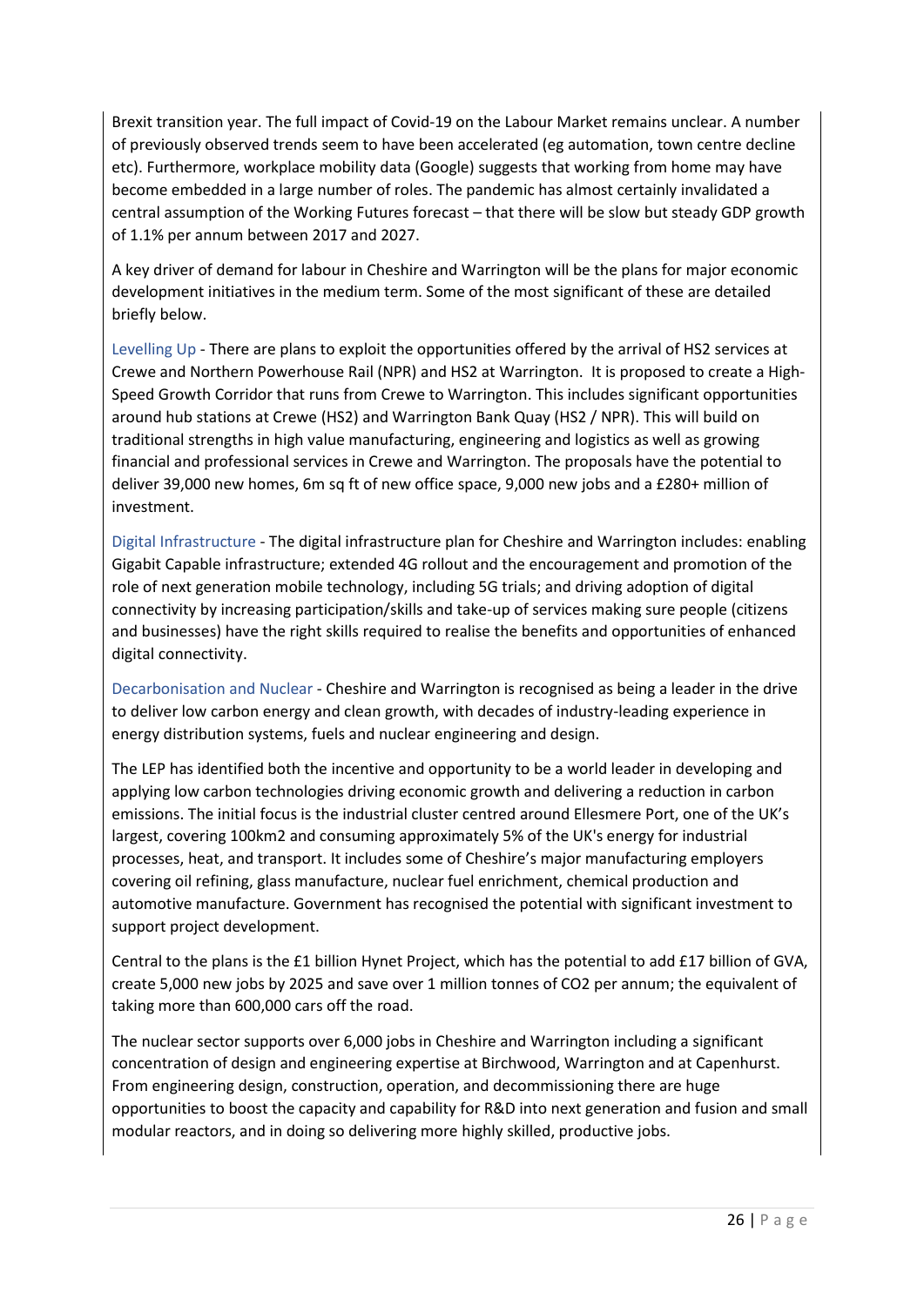Brexit transition year. The full impact of Covid-19 on the Labour Market remains unclear. A number of previously observed trends seem to have been accelerated (eg automation, town centre decline etc). Furthermore, workplace mobility data (Google) suggests that working from home may have become embedded in a large number of roles. The pandemic has almost certainly invalidated a central assumption of the Working Futures forecast – that there will be slow but steady GDP growth of 1.1% per annum between 2017 and 2027.

A key driver of demand for labour in Cheshire and Warrington will be the plans for major economic development initiatives in the medium term. Some of the most significant of these are detailed briefly below.

Levelling Up - There are plans to exploit the opportunities offered by the arrival of HS2 services at Crewe and Northern Powerhouse Rail (NPR) and HS2 at Warrington. It is proposed to create a High-Speed Growth Corridor that runs from Crewe to Warrington. This includes significant opportunities around hub stations at Crewe (HS2) and Warrington Bank Quay (HS2 / NPR). This will build on traditional strengths in high value manufacturing, engineering and logistics as well as growing financial and professional services in Crewe and Warrington. The proposals have the potential to deliver 39,000 new homes, 6m sq ft of new office space, 9,000 new jobs and a £280+ million of investment.

Digital Infrastructure - The digital infrastructure plan for Cheshire and Warrington includes: enabling Gigabit Capable infrastructure; extended 4G rollout and the encouragement and promotion of the role of next generation mobile technology, including 5G trials; and driving adoption of digital connectivity by increasing participation/skills and take-up of services making sure people (citizens and businesses) have the right skills required to realise the benefits and opportunities of enhanced digital connectivity.

Decarbonisation and Nuclear - Cheshire and Warrington is recognised as being a leader in the drive to deliver low carbon energy and clean growth, with decades of industry-leading experience in energy distribution systems, fuels and nuclear engineering and design.

The LEP has identified both the incentive and opportunity to be a world leader in developing and applying low carbon technologies driving economic growth and delivering a reduction in carbon emissions. The initial focus is the industrial cluster centred around Ellesmere Port, one of the UK's largest, covering 100km2 and consuming approximately 5% of the UK's energy for industrial processes, heat, and transport. It includes some of Cheshire's major manufacturing employers covering oil refining, glass manufacture, nuclear fuel enrichment, chemical production and automotive manufacture. Government has recognised the potential with significant investment to support project development.

Central to the plans is the £1 billion Hynet Project, which has the potential to add £17 billion of GVA, create 5,000 new jobs by 2025 and save over 1 million tonnes of CO2 per annum; the equivalent of taking more than 600,000 cars off the road.

The nuclear sector supports over 6,000 jobs in Cheshire and Warrington including a significant concentration of design and engineering expertise at Birchwood, Warrington and at Capenhurst. From engineering design, construction, operation, and decommissioning there are huge opportunities to boost the capacity and capability for R&D into next generation and fusion and small modular reactors, and in doing so delivering more highly skilled, productive jobs.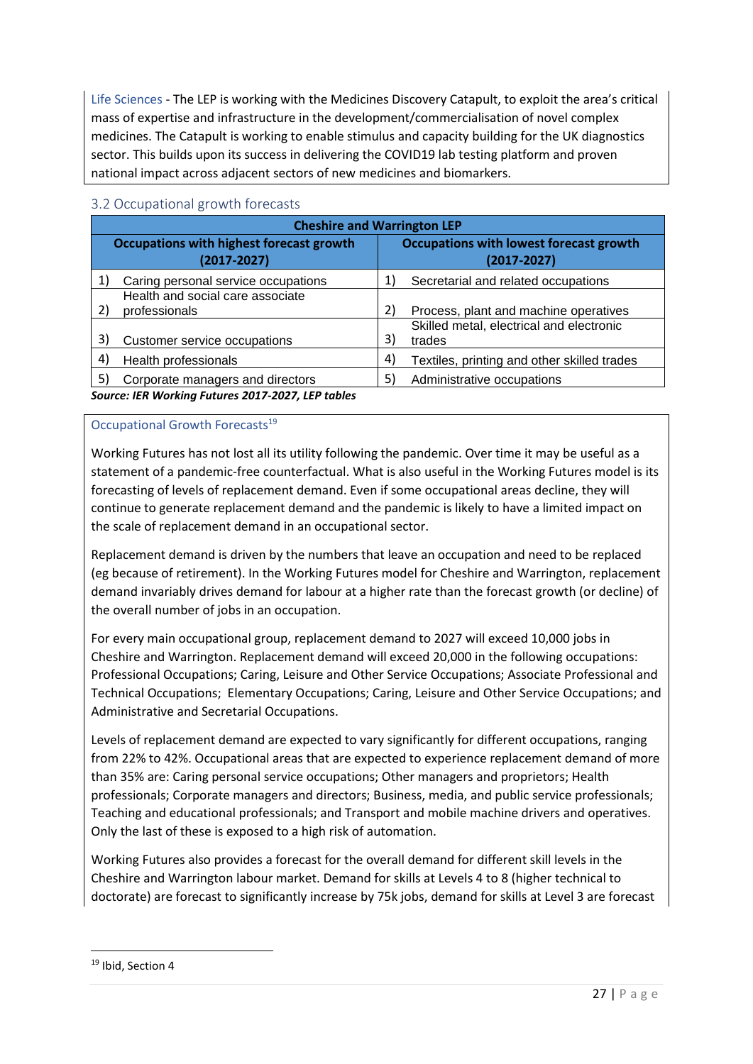Life Sciences - The LEP is working with the Medicines Discovery Catapult, to exploit the area's critical mass of expertise and infrastructure in the development/commercialisation of novel complex medicines. The Catapult is working to enable stimulus and capacity building for the UK diagnostics sector. This builds upon its success in delivering the COVID19 lab testing platform and proven national impact across adjacent sectors of new medicines and biomarkers.

### 3.2 Occupational growth forecasts

| Cheshire and Warrington LEP | |
|---|---|
| **Occupations with highest forecast growth (2017-2027)** | **Occupations with lowest forecast growth (2017-2027)** |
| 1) Caring personal service occupations | 1) Secretarial and related occupations |
| 2) Health and social care associate professionals | 2) Process, plant and machine operatives |
| 3) Customer service occupations | 3) Skilled metal, electrical and electronic trades |
| 4) Health professionals | 4) Textiles, printing and other skilled trades |
| 5) Corporate managers and directors | 5) Administrative occupations |

***Source: IER Working Futures 2017-2027, LEP tables***

#### Occupational Growth Forecasts[19]

Working Futures has not lost all its utility following the pandemic. Over time it may be useful as a statement of a pandemic-free counterfactual. What is also useful in the Working Futures model is its forecasting of levels of replacement demand. Even if some occupational areas decline, they will continue to generate replacement demand and the pandemic is likely to have a limited impact on the scale of replacement demand in an occupational sector.

Replacement demand is driven by the numbers that leave an occupation and need to be replaced (eg because of retirement). In the Working Futures model for Cheshire and Warrington, replacement demand invariably drives demand for labour at a higher rate than the forecast growth (or decline) of the overall number of jobs in an occupation.

For every main occupational group, replacement demand to 2027 will exceed 10,000 jobs in Cheshire and Warrington. Replacement demand will exceed 20,000 in the following occupations: Professional Occupations; Caring, Leisure and Other Service Occupations; Associate Professional and Technical Occupations; Elementary Occupations; Caring, Leisure and Other Service Occupations; and Administrative and Secretarial Occupations.

Levels of replacement demand are expected to vary significantly for different occupations, ranging from 22% to 42%. Occupational areas that are expected to experience replacement demand of more than 35% are: Caring personal service occupations; Other managers and proprietors; Health professionals; Corporate managers and directors; Business, media, and public service professionals; Teaching and educational professionals; and Transport and mobile machine drivers and operatives. Only the last of these is exposed to a high risk of automation.

Working Futures also provides a forecast for the overall demand for different skill levels in the Cheshire and Warrington labour market. Demand for skills at Levels 4 to 8 (higher technical to doctorate) are forecast to significantly increase by 75k jobs, demand for skills at Level 3 are forecast

---

[19] Ibid, Section 4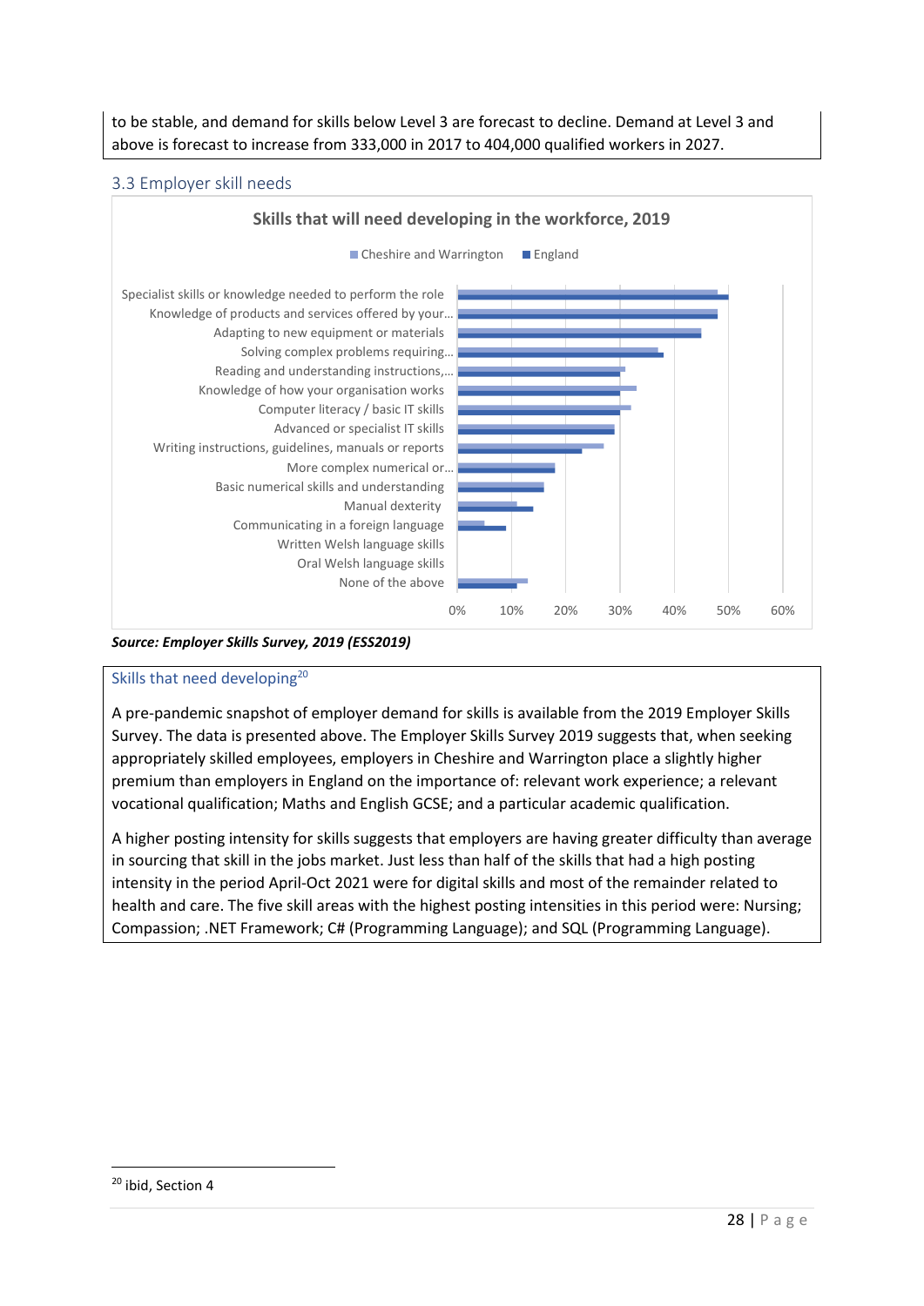to be stable, and demand for skills below Level 3 are forecast to decline. Demand at Level 3 and above is forecast to increase from 333,000 in 2017 to 404,000 qualified workers in 2027.

### 3.3 Employer skill needs

**Skills that will need developing in the workforce, 2019**

Legend: Cheshire and Warrington; England

Categories:
- Specialist skills or knowledge needed to perform the role
- Knowledge of products and services offered by your…
- Adapting to new equipment or materials
- Solving complex problems requiring…
- Reading and understanding instructions,…
- Knowledge of how your organisation works
- Computer literacy / basic IT skills
- Advanced or specialist IT skills
- Writing instructions, guidelines, manuals or reports
- More complex numerical or…
- Basic numerical skills and understanding
- Manual dexterity
- Communicating in a foreign language
- Written Welsh language skills
- Oral Welsh language skills
- None of the above

Axis: 0%, 10%, 20%, 30%, 40%, 50%, 60%

***Source: Employer Skills Survey, 2019 (ESS2019)***

#### Skills that need developing[20]

A pre-pandemic snapshot of employer demand for skills is available from the 2019 Employer Skills Survey. The data is presented above. The Employer Skills Survey 2019 suggests that, when seeking appropriately skilled employees, employers in Cheshire and Warrington place a slightly higher premium than employers in England on the importance of: relevant work experience; a relevant vocational qualification; Maths and English GCSE; and a particular academic qualification.

A higher posting intensity for skills suggests that employers are having greater difficulty than average in sourcing that skill in the jobs market. Just less than half of the skills that had a high posting intensity in the period April-Oct 2021 were for digital skills and most of the remainder related to health and care. The five skill areas with the highest posting intensities in this period were: Nursing; Compassion; .NET Framework; C# (Programming Language); and SQL (Programming Language).

[20] ibid, Section 4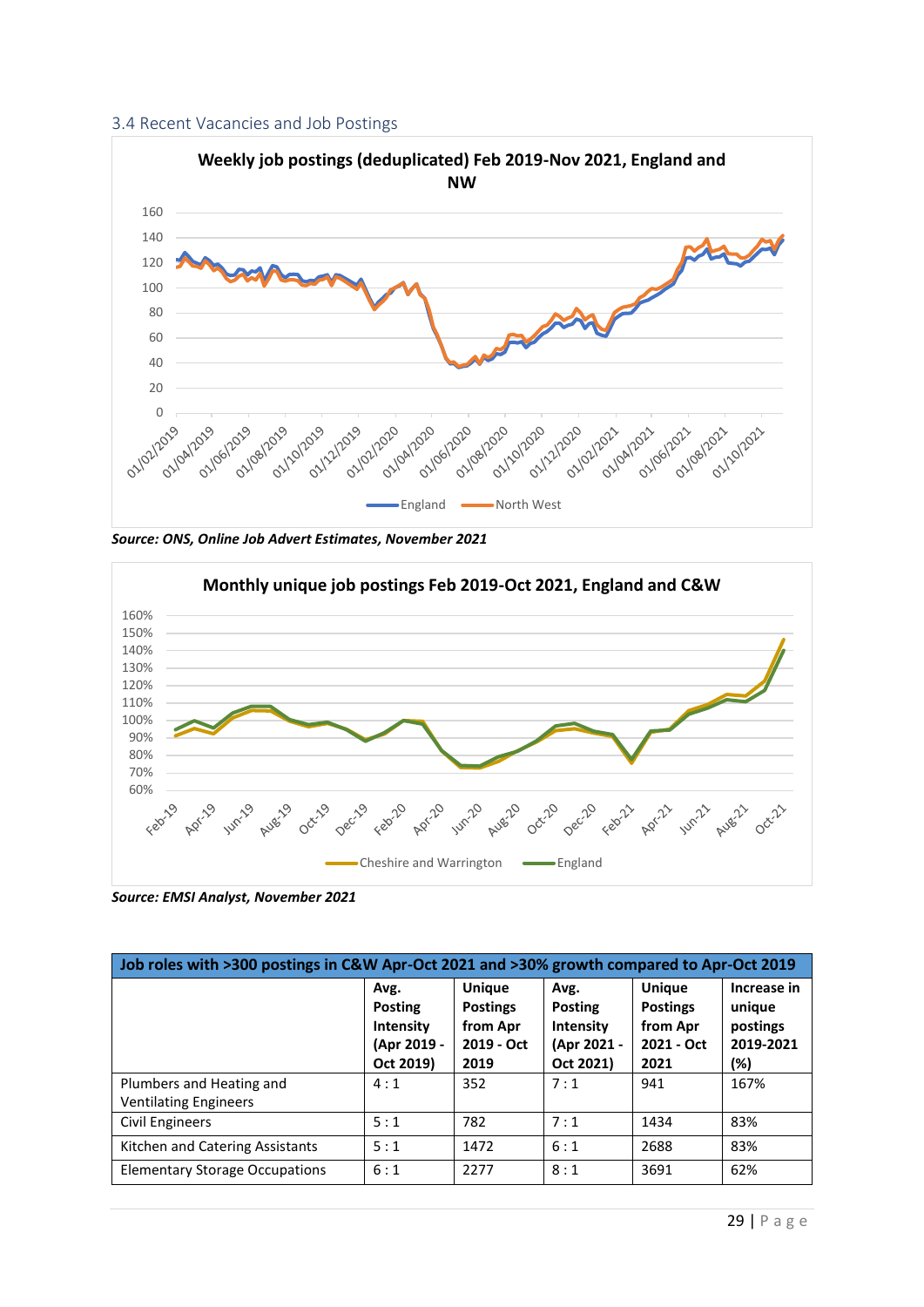### 3.4 Recent Vacancies and Job Postings

**Weekly job postings (deduplicated) Feb 2019-Nov 2021, England and NW**

*Source: ONS, Online Job Advert Estimates, November 2021*

**Monthly unique job postings Feb 2019-Oct 2021, England and C&W**

*Source: EMSI Analyst, November 2021*

| Job roles with >300 postings in C&W Apr-Oct 2021 and >30% growth compared to Apr-Oct 2019 | | | | | |
|---|---|---|---|---|---|
| | Avg. Posting Intensity (Apr 2019 - Oct 2019) | Unique Postings from Apr 2019 - Oct 2019 | Avg. Posting Intensity (Apr 2021 - Oct 2021) | Unique Postings from Apr 2021 - Oct 2021 | Increase in unique postings 2019-2021 (%) |
| Plumbers and Heating and Ventilating Engineers | 4 : 1 | 352 | 7 : 1 | 941 | 167% |
| Civil Engineers | 5 : 1 | 782 | 7 : 1 | 1434 | 83% |
| Kitchen and Catering Assistants | 5 : 1 | 1472 | 6 : 1 | 2688 | 83% |
| Elementary Storage Occupations | 6 : 1 | 2277 | 8 : 1 | 3691 | 62% |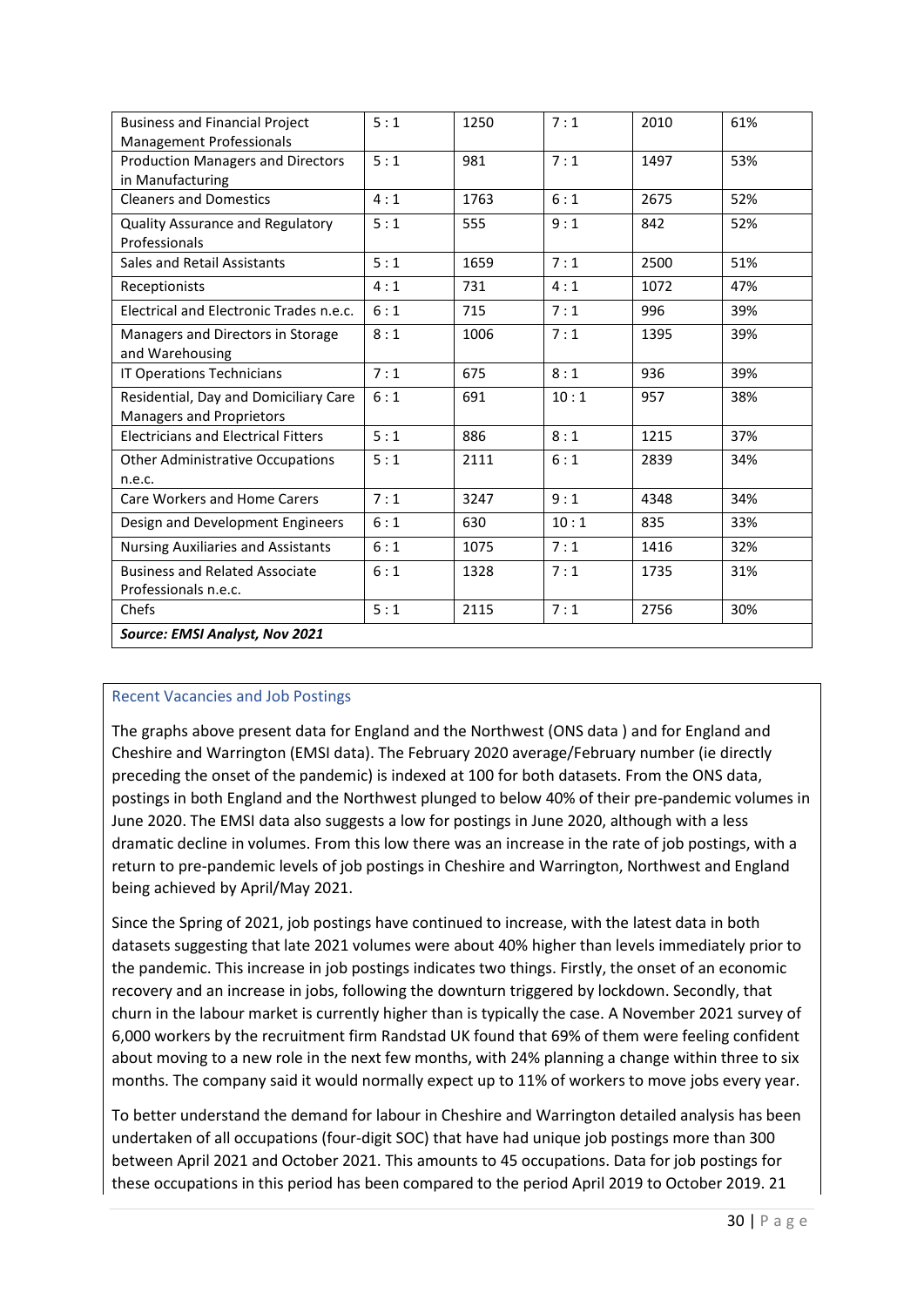| | | | | | |
|---|---|---|---|---|---|
| Business and Financial Project Management Professionals | 5 : 1 | 1250 | 7 : 1 | 2010 | 61% |
| Production Managers and Directors in Manufacturing | 5 : 1 | 981 | 7 : 1 | 1497 | 53% |
| Cleaners and Domestics | 4 : 1 | 1763 | 6 : 1 | 2675 | 52% |
| Quality Assurance and Regulatory Professionals | 5 : 1 | 555 | 9 : 1 | 842 | 52% |
| Sales and Retail Assistants | 5 : 1 | 1659 | 7 : 1 | 2500 | 51% |
| Receptionists | 4 : 1 | 731 | 4 : 1 | 1072 | 47% |
| Electrical and Electronic Trades n.e.c. | 6 : 1 | 715 | 7 : 1 | 996 | 39% |
| Managers and Directors in Storage and Warehousing | 8 : 1 | 1006 | 7 : 1 | 1395 | 39% |
| IT Operations Technicians | 7 : 1 | 675 | 8 : 1 | 936 | 39% |
| Residential, Day and Domiciliary Care Managers and Proprietors | 6 : 1 | 691 | 10 : 1 | 957 | 38% |
| Electricians and Electrical Fitters | 5 : 1 | 886 | 8 : 1 | 1215 | 37% |
| Other Administrative Occupations n.e.c. | 5 : 1 | 2111 | 6 : 1 | 2839 | 34% |
| Care Workers and Home Carers | 7 : 1 | 3247 | 9 : 1 | 4348 | 34% |
| Design and Development Engineers | 6 : 1 | 630 | 10 : 1 | 835 | 33% |
| Nursing Auxiliaries and Assistants | 6 : 1 | 1075 | 7 : 1 | 1416 | 32% |
| Business and Related Associate Professionals n.e.c. | 6 : 1 | 1328 | 7 : 1 | 1735 | 31% |
| Chefs | 5 : 1 | 2115 | 7 : 1 | 2756 | 30% |

***Source: EMSI Analyst, Nov 2021***

### Recent Vacancies and Job Postings

The graphs above present data for England and the Northwest (ONS data ) and for England and Cheshire and Warrington (EMSI data). The February 2020 average/February number (ie directly preceding the onset of the pandemic) is indexed at 100 for both datasets. From the ONS data, postings in both England and the Northwest plunged to below 40% of their pre-pandemic volumes in June 2020. The EMSI data also suggests a low for postings in June 2020, although with a less dramatic decline in volumes. From this low there was an increase in the rate of job postings, with a return to pre-pandemic levels of job postings in Cheshire and Warrington, Northwest and England being achieved by April/May 2021.

Since the Spring of 2021, job postings have continued to increase, with the latest data in both datasets suggesting that late 2021 volumes were about 40% higher than levels immediately prior to the pandemic. This increase in job postings indicates two things. Firstly, the onset of an economic recovery and an increase in jobs, following the downturn triggered by lockdown. Secondly, that churn in the labour market is currently higher than is typically the case. A November 2021 survey of 6,000 workers by the recruitment firm Randstad UK found that 69% of them were feeling confident about moving to a new role in the next few months, with 24% planning a change within three to six months. The company said it would normally expect up to 11% of workers to move jobs every year.

To better understand the demand for labour in Cheshire and Warrington detailed analysis has been undertaken of all occupations (four-digit SOC) that have had unique job postings more than 300 between April 2021 and October 2021. This amounts to 45 occupations. Data for job postings for these occupations in this period has been compared to the period April 2019 to October 2019. 21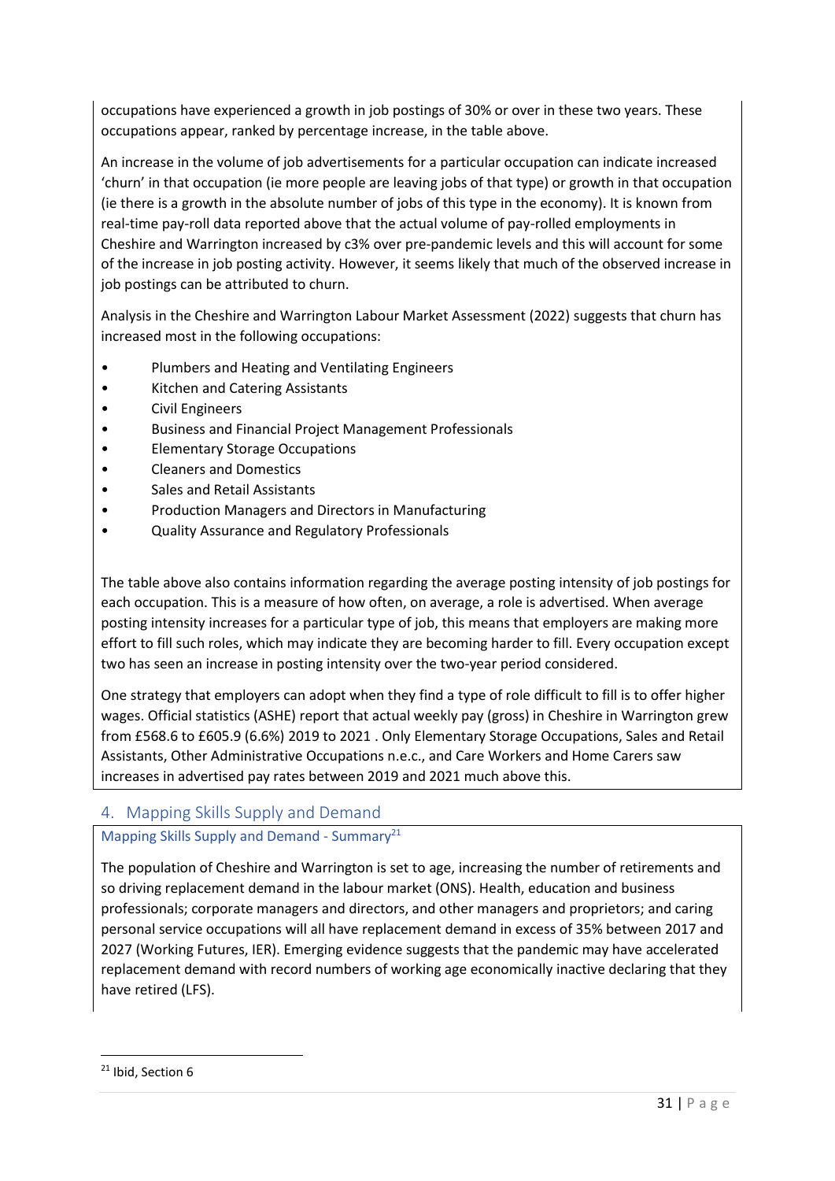occupations have experienced a growth in job postings of 30% or over in these two years. These occupations appear, ranked by percentage increase, in the table above.

An increase in the volume of job advertisements for a particular occupation can indicate increased 'churn' in that occupation (ie more people are leaving jobs of that type) or growth in that occupation (ie there is a growth in the absolute number of jobs of this type in the economy). It is known from real-time pay-roll data reported above that the actual volume of pay-rolled employments in Cheshire and Warrington increased by c3% over pre-pandemic levels and this will account for some of the increase in job posting activity. However, it seems likely that much of the observed increase in job postings can be attributed to churn.

Analysis in the Cheshire and Warrington Labour Market Assessment (2022) suggests that churn has increased most in the following occupations:

- Plumbers and Heating and Ventilating Engineers
- Kitchen and Catering Assistants
- Civil Engineers
- Business and Financial Project Management Professionals
- Elementary Storage Occupations
- Cleaners and Domestics
- Sales and Retail Assistants
- Production Managers and Directors in Manufacturing
- Quality Assurance and Regulatory Professionals

The table above also contains information regarding the average posting intensity of job postings for each occupation. This is a measure of how often, on average, a role is advertised. When average posting intensity increases for a particular type of job, this means that employers are making more effort to fill such roles, which may indicate they are becoming harder to fill. Every occupation except two has seen an increase in posting intensity over the two-year period considered.

One strategy that employers can adopt when they find a type of role difficult to fill is to offer higher wages. Official statistics (ASHE) report that actual weekly pay (gross) in Cheshire in Warrington grew from £568.6 to £605.9 (6.6%) 2019 to 2021 . Only Elementary Storage Occupations, Sales and Retail Assistants, Other Administrative Occupations n.e.c., and Care Workers and Home Carers saw increases in advertised pay rates between 2019 and 2021 much above this.

## 4. Mapping Skills Supply and Demand

### Mapping Skills Supply and Demand - Summary[21]

The population of Cheshire and Warrington is set to age, increasing the number of retirements and so driving replacement demand in the labour market (ONS). Health, education and business professionals; corporate managers and directors, and other managers and proprietors; and caring personal service occupations will all have replacement demand in excess of 35% between 2017 and 2027 (Working Futures, IER). Emerging evidence suggests that the pandemic may have accelerated replacement demand with record numbers of working age economically inactive declaring that they have retired (LFS).

[21] Ibid, Section 6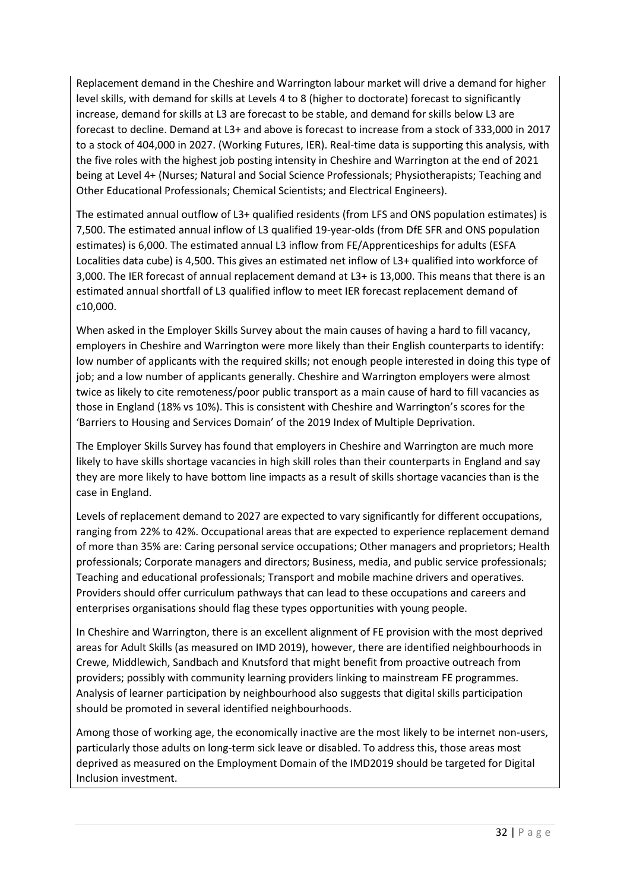Replacement demand in the Cheshire and Warrington labour market will drive a demand for higher level skills, with demand for skills at Levels 4 to 8 (higher to doctorate) forecast to significantly increase, demand for skills at L3 are forecast to be stable, and demand for skills below L3 are forecast to decline. Demand at L3+ and above is forecast to increase from a stock of 333,000 in 2017 to a stock of 404,000 in 2027. (Working Futures, IER). Real-time data is supporting this analysis, with the five roles with the highest job posting intensity in Cheshire and Warrington at the end of 2021 being at Level 4+ (Nurses; Natural and Social Science Professionals; Physiotherapists; Teaching and Other Educational Professionals; Chemical Scientists; and Electrical Engineers).

The estimated annual outflow of L3+ qualified residents (from LFS and ONS population estimates) is 7,500. The estimated annual inflow of L3 qualified 19-year-olds (from DfE SFR and ONS population estimates) is 6,000. The estimated annual L3 inflow from FE/Apprenticeships for adults (ESFA Localities data cube) is 4,500. This gives an estimated net inflow of L3+ qualified into workforce of 3,000. The IER forecast of annual replacement demand at L3+ is 13,000. This means that there is an estimated annual shortfall of L3 qualified inflow to meet IER forecast replacement demand of c10,000.

When asked in the Employer Skills Survey about the main causes of having a hard to fill vacancy, employers in Cheshire and Warrington were more likely than their English counterparts to identify: low number of applicants with the required skills; not enough people interested in doing this type of job; and a low number of applicants generally. Cheshire and Warrington employers were almost twice as likely to cite remoteness/poor public transport as a main cause of hard to fill vacancies as those in England (18% vs 10%). This is consistent with Cheshire and Warrington's scores for the 'Barriers to Housing and Services Domain' of the 2019 Index of Multiple Deprivation.

The Employer Skills Survey has found that employers in Cheshire and Warrington are much more likely to have skills shortage vacancies in high skill roles than their counterparts in England and say they are more likely to have bottom line impacts as a result of skills shortage vacancies than is the case in England.

Levels of replacement demand to 2027 are expected to vary significantly for different occupations, ranging from 22% to 42%. Occupational areas that are expected to experience replacement demand of more than 35% are: Caring personal service occupations; Other managers and proprietors; Health professionals; Corporate managers and directors; Business, media, and public service professionals; Teaching and educational professionals; Transport and mobile machine drivers and operatives. Providers should offer curriculum pathways that can lead to these occupations and careers and enterprises organisations should flag these types opportunities with young people.

In Cheshire and Warrington, there is an excellent alignment of FE provision with the most deprived areas for Adult Skills (as measured on IMD 2019), however, there are identified neighbourhoods in Crewe, Middlewich, Sandbach and Knutsford that might benefit from proactive outreach from providers; possibly with community learning providers linking to mainstream FE programmes. Analysis of learner participation by neighbourhood also suggests that digital skills participation should be promoted in several identified neighbourhoods.

Among those of working age, the economically inactive are the most likely to be internet non-users, particularly those adults on long-term sick leave or disabled. To address this, those areas most deprived as measured on the Employment Domain of the IMD2019 should be targeted for Digital Inclusion investment.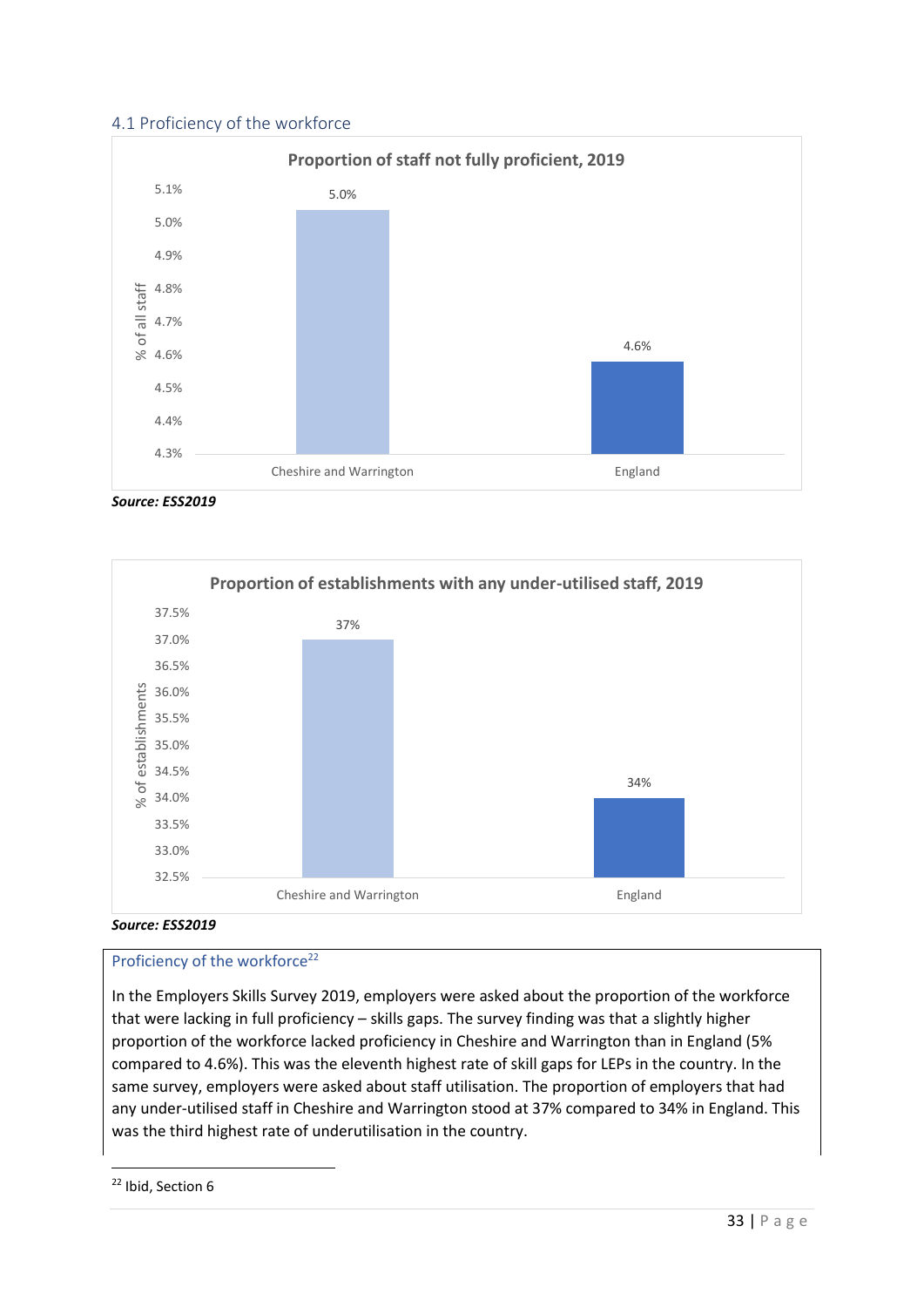## 4.1 Proficiency of the workforce

**Proportion of staff not fully proficient, 2019**

| | % of all staff |
|---|---|
| Cheshire and Warrington | 5.0% |
| England | 4.6% |

***Source: ESS2019***

**Proportion of establishments with any under-utilised staff, 2019**

| | % of establishments |
|---|---|
| Cheshire and Warrington | 37% |
| England | 34% |

***Source: ESS2019***

### Proficiency of the workforce[22]

In the Employers Skills Survey 2019, employers were asked about the proportion of the workforce that were lacking in full proficiency – skills gaps. The survey finding was that a slightly higher proportion of the workforce lacked proficiency in Cheshire and Warrington than in England (5% compared to 4.6%). This was the eleventh highest rate of skill gaps for LEPs in the country. In the same survey, employers were asked about staff utilisation. The proportion of employers that had any under-utilised staff in Cheshire and Warrington stood at 37% compared to 34% in England. This was the third highest rate of underutilisation in the country.

[22] Ibid, Section 6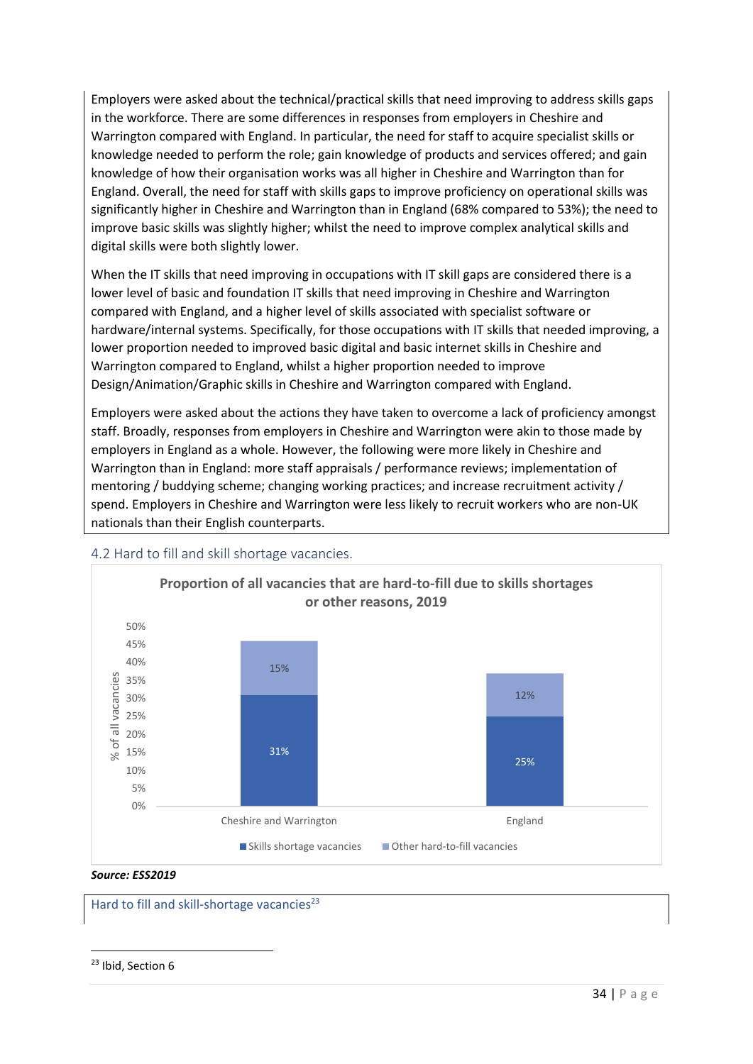Employers were asked about the technical/practical skills that need improving to address skills gaps in the workforce. There are some differences in responses from employers in Cheshire and Warrington compared with England. In particular, the need for staff to acquire specialist skills or knowledge needed to perform the role; gain knowledge of products and services offered; and gain knowledge of how their organisation works was all higher in Cheshire and Warrington than for England. Overall, the need for staff with skills gaps to improve proficiency on operational skills was significantly higher in Cheshire and Warrington than in England (68% compared to 53%); the need to improve basic skills was slightly higher; whilst the need to improve complex analytical skills and digital skills were both slightly lower.

When the IT skills that need improving in occupations with IT skill gaps are considered there is a lower level of basic and foundation IT skills that need improving in Cheshire and Warrington compared with England, and a higher level of skills associated with specialist software or hardware/internal systems. Specifically, for those occupations with IT skills that needed improving, a lower proportion needed to improved basic digital and basic internet skills in Cheshire and Warrington compared to England, whilst a higher proportion needed to improve Design/Animation/Graphic skills in Cheshire and Warrington compared with England.

Employers were asked about the actions they have taken to overcome a lack of proficiency amongst staff. Broadly, responses from employers in Cheshire and Warrington were akin to those made by employers in England as a whole. However, the following were more likely in Cheshire and Warrington than in England: more staff appraisals / performance reviews; implementation of mentoring / buddying scheme; changing working practices; and increase recruitment activity / spend. Employers in Cheshire and Warrington were less likely to recruit workers who are non-UK nationals than their English counterparts.

## 4.2 Hard to fill and skill shortage vacancies.

**Proportion of all vacancies that are hard-to-fill due to skills shortages or other reasons, 2019**

| % of all vacancies | Skills shortage vacancies | Other hard-to-fill vacancies |
|---|---|---|
| Cheshire and Warrington | 31% | 15% |
| England | 25% | 12% |

***Source: ESS2019***

Hard to fill and skill-shortage vacancies[23]

[23] Ibid, Section 6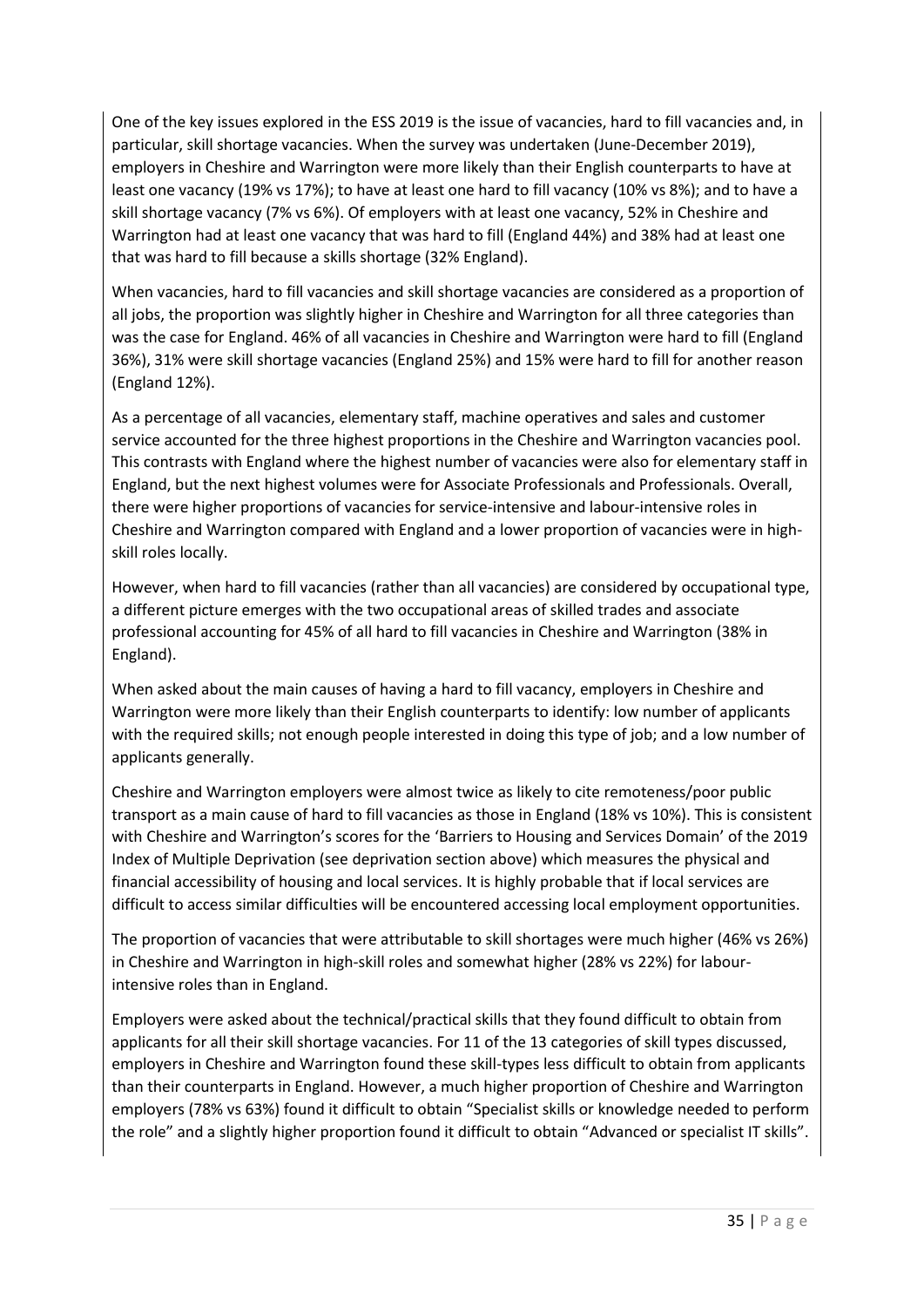One of the key issues explored in the ESS 2019 is the issue of vacancies, hard to fill vacancies and, in particular, skill shortage vacancies. When the survey was undertaken (June-December 2019), employers in Cheshire and Warrington were more likely than their English counterparts to have at least one vacancy (19% vs 17%); to have at least one hard to fill vacancy (10% vs 8%); and to have a skill shortage vacancy (7% vs 6%). Of employers with at least one vacancy, 52% in Cheshire and Warrington had at least one vacancy that was hard to fill (England 44%) and 38% had at least one that was hard to fill because a skills shortage (32% England).

When vacancies, hard to fill vacancies and skill shortage vacancies are considered as a proportion of all jobs, the proportion was slightly higher in Cheshire and Warrington for all three categories than was the case for England. 46% of all vacancies in Cheshire and Warrington were hard to fill (England 36%), 31% were skill shortage vacancies (England 25%) and 15% were hard to fill for another reason (England 12%).

As a percentage of all vacancies, elementary staff, machine operatives and sales and customer service accounted for the three highest proportions in the Cheshire and Warrington vacancies pool. This contrasts with England where the highest number of vacancies were also for elementary staff in England, but the next highest volumes were for Associate Professionals and Professionals. Overall, there were higher proportions of vacancies for service-intensive and labour-intensive roles in Cheshire and Warrington compared with England and a lower proportion of vacancies were in high-skill roles locally.

However, when hard to fill vacancies (rather than all vacancies) are considered by occupational type, a different picture emerges with the two occupational areas of skilled trades and associate professional accounting for 45% of all hard to fill vacancies in Cheshire and Warrington (38% in England).

When asked about the main causes of having a hard to fill vacancy, employers in Cheshire and Warrington were more likely than their English counterparts to identify: low number of applicants with the required skills; not enough people interested in doing this type of job; and a low number of applicants generally.

Cheshire and Warrington employers were almost twice as likely to cite remoteness/poor public transport as a main cause of hard to fill vacancies as those in England (18% vs 10%). This is consistent with Cheshire and Warrington's scores for the 'Barriers to Housing and Services Domain' of the 2019 Index of Multiple Deprivation (see deprivation section above) which measures the physical and financial accessibility of housing and local services. It is highly probable that if local services are difficult to access similar difficulties will be encountered accessing local employment opportunities.

The proportion of vacancies that were attributable to skill shortages were much higher (46% vs 26%) in Cheshire and Warrington in high-skill roles and somewhat higher (28% vs 22%) for labour-intensive roles than in England.

Employers were asked about the technical/practical skills that they found difficult to obtain from applicants for all their skill shortage vacancies. For 11 of the 13 categories of skill types discussed, employers in Cheshire and Warrington found these skill-types less difficult to obtain from applicants than their counterparts in England. However, a much higher proportion of Cheshire and Warrington employers (78% vs 63%) found it difficult to obtain "Specialist skills or knowledge needed to perform the role" and a slightly higher proportion found it difficult to obtain "Advanced or specialist IT skills".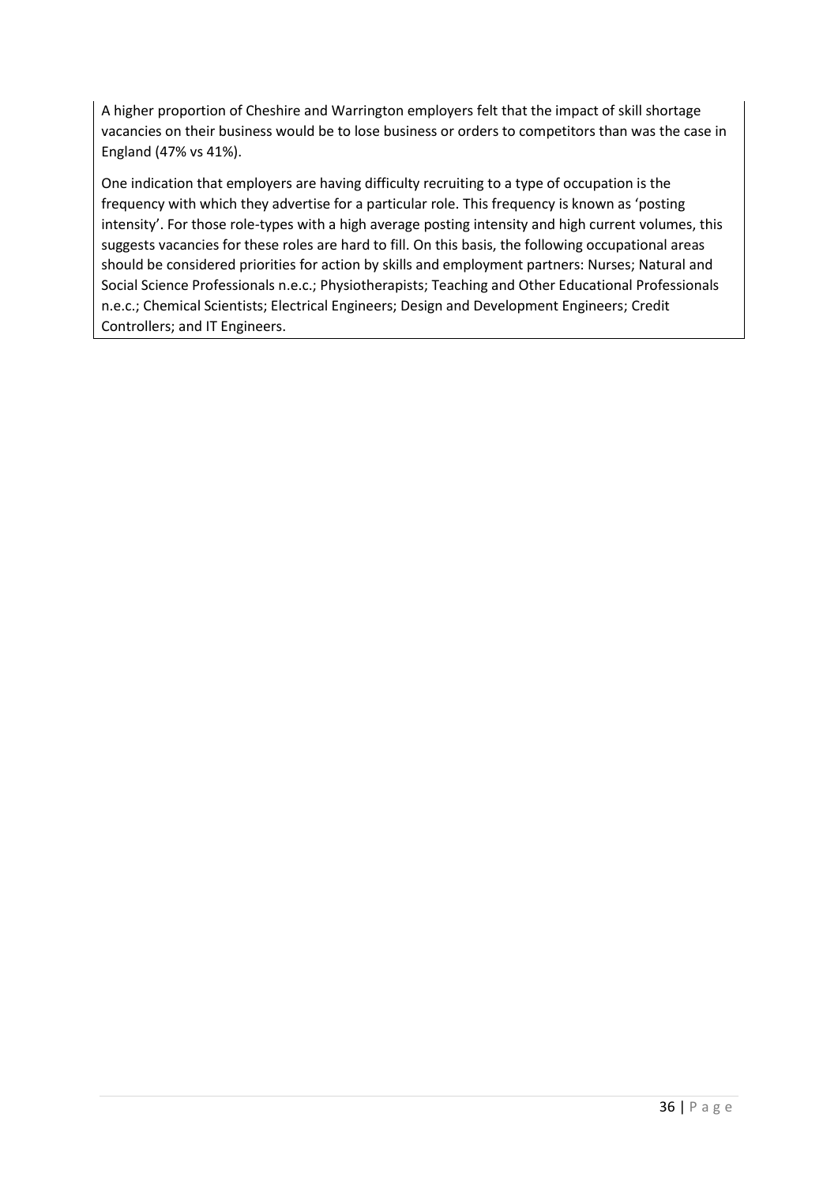A higher proportion of Cheshire and Warrington employers felt that the impact of skill shortage vacancies on their business would be to lose business or orders to competitors than was the case in England (47% vs 41%).

One indication that employers are having difficulty recruiting to a type of occupation is the frequency with which they advertise for a particular role. This frequency is known as 'posting intensity'. For those role-types with a high average posting intensity and high current volumes, this suggests vacancies for these roles are hard to fill. On this basis, the following occupational areas should be considered priorities for action by skills and employment partners: Nurses; Natural and Social Science Professionals n.e.c.; Physiotherapists; Teaching and Other Educational Professionals n.e.c.; Chemical Scientists; Electrical Engineers; Design and Development Engineers; Credit Controllers; and IT Engineers.